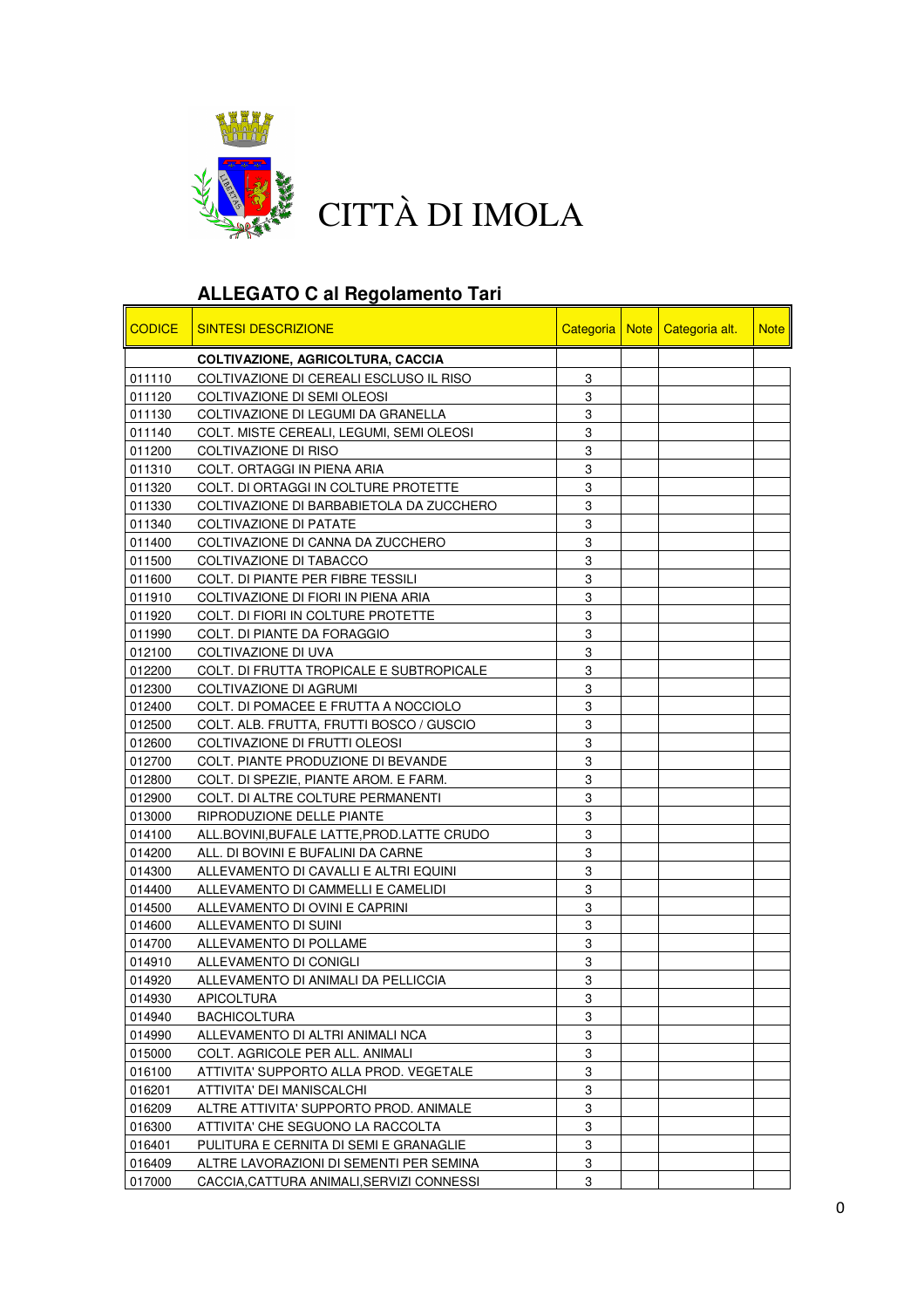# CITTÀ DI IMOLA

## ALLEGATO C al Regolamento Tari

| CODICE | SINTESI DESCRIZIONE | Categoria | Note | Categoria alt. | Note |
|---|---|---|---|---|---|
| | **COLTIVAZIONE, AGRICOLTURA, CACCIA** | | | | |
| 011110 | COLTIVAZIONE DI CEREALI ESCLUSO IL RISO | 3 | | | |
| 011120 | COLTIVAZIONE DI SEMI OLEOSI | 3 | | | |
| 011130 | COLTIVAZIONE DI LEGUMI DA GRANELLA | 3 | | | |
| 011140 | COLT. MISTE CEREALI, LEGUMI, SEMI OLEOSI | 3 | | | |
| 011200 | COLTIVAZIONE DI RISO | 3 | | | |
| 011310 | COLT. ORTAGGI IN PIENA ARIA | 3 | | | |
| 011320 | COLT. DI ORTAGGI IN COLTURE PROTETTE | 3 | | | |
| 011330 | COLTIVAZIONE DI BARBABIETOLA DA ZUCCHERO | 3 | | | |
| 011340 | COLTIVAZIONE DI PATATE | 3 | | | |
| 011400 | COLTIVAZIONE DI CANNA DA ZUCCHERO | 3 | | | |
| 011500 | COLTIVAZIONE DI TABACCO | 3 | | | |
| 011600 | COLT. DI PIANTE PER FIBRE TESSILI | 3 | | | |
| 011910 | COLTIVAZIONE DI FIORI IN PIENA ARIA | 3 | | | |
| 011920 | COLT. DI FIORI IN COLTURE PROTETTE | 3 | | | |
| 011990 | COLT. DI PIANTE DA FORAGGIO | 3 | | | |
| 012100 | COLTIVAZIONE DI UVA | 3 | | | |
| 012200 | COLT. DI FRUTTA TROPICALE E SUBTROPICALE | 3 | | | |
| 012300 | COLTIVAZIONE DI AGRUMI | 3 | | | |
| 012400 | COLT. DI POMACEE E FRUTTA A NOCCIOLO | 3 | | | |
| 012500 | COLT. ALB. FRUTTA, FRUTTI BOSCO / GUSCIO | 3 | | | |
| 012600 | COLTIVAZIONE DI FRUTTI OLEOSI | 3 | | | |
| 012700 | COLT. PIANTE PRODUZIONE DI BEVANDE | 3 | | | |
| 012800 | COLT. DI SPEZIE, PIANTE AROM. E FARM. | 3 | | | |
| 012900 | COLT. DI ALTRE COLTURE PERMANENTI | 3 | | | |
| 013000 | RIPRODUZIONE DELLE PIANTE | 3 | | | |
| 014100 | ALL.BOVINI,BUFALE LATTE,PROD.LATTE CRUDO | 3 | | | |
| 014200 | ALL. DI BOVINI E BUFALINI DA CARNE | 3 | | | |
| 014300 | ALLEVAMENTO DI CAVALLI E ALTRI EQUINI | 3 | | | |
| 014400 | ALLEVAMENTO DI CAMMELLI E CAMELIDI | 3 | | | |
| 014500 | ALLEVAMENTO DI OVINI E CAPRINI | 3 | | | |
| 014600 | ALLEVAMENTO DI SUINI | 3 | | | |
| 014700 | ALLEVAMENTO DI POLLAME | 3 | | | |
| 014910 | ALLEVAMENTO DI CONIGLI | 3 | | | |
| 014920 | ALLEVAMENTO DI ANIMALI DA PELLICCIA | 3 | | | |
| 014930 | APICOLTURA | 3 | | | |
| 014940 | BACHICOLTURA | 3 | | | |
| 014990 | ALLEVAMENTO DI ALTRI ANIMALI NCA | 3 | | | |
| 015000 | COLT. AGRICOLE PER ALL. ANIMALI | 3 | | | |
| 016100 | ATTIVITA' SUPPORTO ALLA PROD. VEGETALE | 3 | | | |
| 016201 | ATTIVITA' DEI MANISCALCHI | 3 | | | |
| 016209 | ALTRE ATTIVITA' SUPPORTO PROD. ANIMALE | 3 | | | |
| 016300 | ATTIVITA' CHE SEGUONO LA RACCOLTA | 3 | | | |
| 016401 | PULITURA E CERNITA DI SEMI E GRANAGLIE | 3 | | | |
| 016409 | ALTRE LAVORAZIONI DI SEMENTI PER SEMINA | 3 | | | |
| 017000 | CACCIA,CATTURA ANIMALI,SERVIZI CONNESSI | 3 | | | |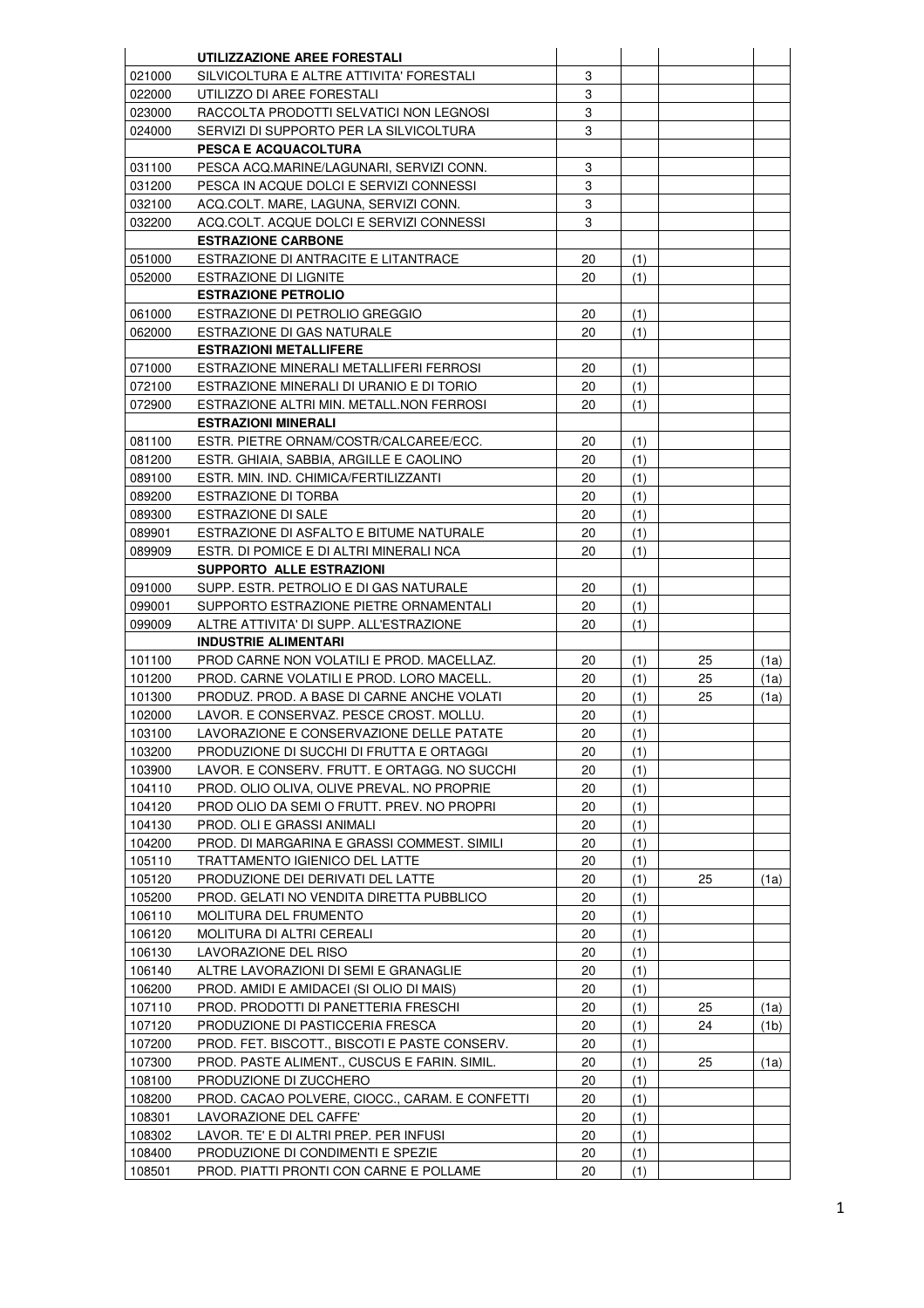| | | | | | |
|---|---|---|---|---|---|
| | **UTILIZZAZIONE AREE FORESTALI** | | | | |
| 021000 | SILVICOLTURA E ALTRE ATTIVITA' FORESTALI | 3 | | | |
| 022000 | UTILIZZO DI AREE FORESTALI | 3 | | | |
| 023000 | RACCOLTA PRODOTTI SELVATICI NON LEGNOSI | 3 | | | |
| 024000 | SERVIZI DI SUPPORTO PER LA SILVICOLTURA | 3 | | | |
| | **PESCA E ACQUACOLTURA** | | | | |
| 031100 | PESCA ACQ.MARINE/LAGUNARI, SERVIZI CONN. | 3 | | | |
| 031200 | PESCA IN ACQUE DOLCI E SERVIZI CONNESSI | 3 | | | |
| 032100 | ACQ.COLT. MARE, LAGUNA, SERVIZI CONN. | 3 | | | |
| 032200 | ACQ.COLT. ACQUE DOLCI E SERVIZI CONNESSI | 3 | | | |
| | **ESTRAZIONE CARBONE** | | | | |
| 051000 | ESTRAZIONE DI ANTRACITE E LITANTRACE | 20 | (1) | | |
| 052000 | ESTRAZIONE DI LIGNITE | 20 | (1) | | |
| | **ESTRAZIONE PETROLIO** | | | | |
| 061000 | ESTRAZIONE DI PETROLIO GREGGIO | 20 | (1) | | |
| 062000 | ESTRAZIONE DI GAS NATURALE | 20 | (1) | | |
| | **ESTRAZIONI METALLIFERE** | | | | |
| 071000 | ESTRAZIONE MINERALI METALLIFERI FERROSI | 20 | (1) | | |
| 072100 | ESTRAZIONE MINERALI DI URANIO E DI TORIO | 20 | (1) | | |
| 072900 | ESTRAZIONE ALTRI MIN. METALL.NON FERROSI | 20 | (1) | | |
| | **ESTRAZIONI MINERALI** | | | | |
| 081100 | ESTR. PIETRE ORNAM/COSTR/CALCAREE/ECC. | 20 | (1) | | |
| 081200 | ESTR. GHIAIA, SABBIA, ARGILLE E CAOLINO | 20 | (1) | | |
| 089100 | ESTR. MIN. IND. CHIMICA/FERTILIZZANTI | 20 | (1) | | |
| 089200 | ESTRAZIONE DI TORBA | 20 | (1) | | |
| 089300 | ESTRAZIONE DI SALE | 20 | (1) | | |
| 089901 | ESTRAZIONE DI ASFALTO E BITUME NATURALE | 20 | (1) | | |
| 089909 | ESTR. DI POMICE E DI ALTRI MINERALI NCA | 20 | (1) | | |
| | **SUPPORTO ALLE ESTRAZIONI** | | | | |
| 091000 | SUPP. ESTR. PETROLIO E DI GAS NATURALE | 20 | (1) | | |
| 099001 | SUPPORTO ESTRAZIONE PIETRE ORNAMENTALI | 20 | (1) | | |
| 099009 | ALTRE ATTIVITA' DI SUPP. ALL'ESTRAZIONE | 20 | (1) | | |
| | **INDUSTRIE ALIMENTARI** | | | | |
| 101100 | PROD CARNE NON VOLATILI E PROD. MACELLAZ. | 20 | (1) | 25 | (1a) |
| 101200 | PROD. CARNE VOLATILI E PROD. LORO MACELL. | 20 | (1) | 25 | (1a) |
| 101300 | PRODUZ. PROD. A BASE DI CARNE ANCHE VOLATI | 20 | (1) | 25 | (1a) |
| 102000 | LAVOR. E CONSERVAZ. PESCE CROST. MOLLU. | 20 | (1) | | |
| 103100 | LAVORAZIONE E CONSERVAZIONE DELLE PATATE | 20 | (1) | | |
| 103200 | PRODUZIONE DI SUCCHI DI FRUTTA E ORTAGGI | 20 | (1) | | |
| 103900 | LAVOR. E CONSERV. FRUTT. E ORTAGG. NO SUCCHI | 20 | (1) | | |
| 104110 | PROD. OLIO OLIVA, OLIVE PREVAL. NO PROPRIE | 20 | (1) | | |
| 104120 | PROD OLIO DA SEMI O FRUTT. PREV. NO PROPRI | 20 | (1) | | |
| 104130 | PROD. OLI E GRASSI ANIMALI | 20 | (1) | | |
| 104200 | PROD. DI MARGARINA E GRASSI COMMEST. SIMILI | 20 | (1) | | |
| 105110 | TRATTAMENTO IGIENICO DEL LATTE | 20 | (1) | | |
| 105120 | PRODUZIONE DEI DERIVATI DEL LATTE | 20 | (1) | 25 | (1a) |
| 105200 | PROD. GELATI NO VENDITA DIRETTA PUBBLICO | 20 | (1) | | |
| 106110 | MOLITURA DEL FRUMENTO | 20 | (1) | | |
| 106120 | MOLITURA DI ALTRI CEREALI | 20 | (1) | | |
| 106130 | LAVORAZIONE DEL RISO | 20 | (1) | | |
| 106140 | ALTRE LAVORAZIONI DI SEMI E GRANAGLIE | 20 | (1) | | |
| 106200 | PROD. AMIDI E AMIDACEI (SI OLIO DI MAIS) | 20 | (1) | | |
| 107110 | PROD. PRODOTTI DI PANETTERIA FRESCHI | 20 | (1) | 25 | (1a) |
| 107120 | PRODUZIONE DI PASTICCERIA FRESCA | 20 | (1) | 24 | (1b) |
| 107200 | PROD. FET. BISCOTT., BISCOTI E PASTE CONSERV. | 20 | (1) | | |
| 107300 | PROD. PASTE ALIMENT., CUSCUS E FARIN. SIMIL. | 20 | (1) | 25 | (1a) |
| 108100 | PRODUZIONE DI ZUCCHERO | 20 | (1) | | |
| 108200 | PROD. CACAO POLVERE, CIOCC., CARAM. E CONFETTI | 20 | (1) | | |
| 108301 | LAVORAZIONE DEL CAFFE' | 20 | (1) | | |
| 108302 | LAVOR. TE' E DI ALTRI PREP. PER INFUSI | 20 | (1) | | |
| 108400 | PRODUZIONE DI CONDIMENTI E SPEZIE | 20 | (1) | | |
| 108501 | PROD. PIATTI PRONTI CON CARNE E POLLAME | 20 | (1) | | |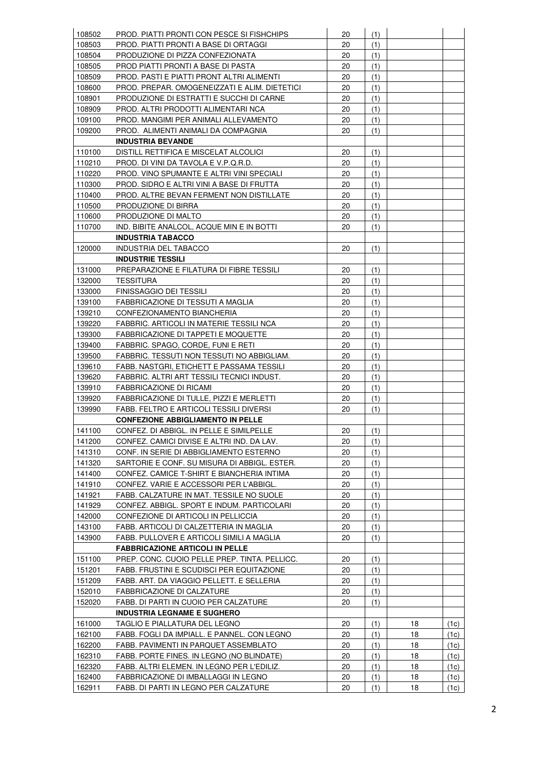| | | | | | |
|---|---|---|---|---|---|
| 108502 | PROD. PIATTI PRONTI CON PESCE SI FISHCHIPS | 20 | (1) | | |
| 108503 | PROD. PIATTI PRONTI A BASE DI ORTAGGI | 20 | (1) | | |
| 108504 | PRODUZIONE DI PIZZA CONFEZIONATA | 20 | (1) | | |
| 108505 | PROD PIATTI PRONTI A BASE DI PASTA | 20 | (1) | | |
| 108509 | PROD. PASTI E PIATTI PRONT ALTRI ALIMENTI | 20 | (1) | | |
| 108600 | PROD. PREPAR. OMOGENEIZZATI E ALIM. DIETETICI | 20 | (1) | | |
| 108901 | PRODUZIONE DI ESTRATTI E SUCCHI DI CARNE | 20 | (1) | | |
| 108909 | PROD. ALTRI PRODOTTI ALIMENTARI NCA | 20 | (1) | | |
| 109100 | PROD. MANGIMI PER ANIMALI ALLEVAMENTO | 20 | (1) | | |
| 109200 | PROD.  ALIMENTI ANIMALI DA COMPAGNIA | 20 | (1) | | |
| | **INDUSTRIA BEVANDE** | | | | |
| 110100 | DISTILL RETTIFICA E MISCELAT ALCOLICI | 20 | (1) | | |
| 110210 | PROD. DI VINI DA TAVOLA E V.P.Q.R.D. | 20 | (1) | | |
| 110220 | PROD. VINO SPUMANTE E ALTRI VINI SPECIALI | 20 | (1) | | |
| 110300 | PROD. SIDRO E ALTRI VINI A BASE DI FRUTTA | 20 | (1) | | |
| 110400 | PROD. ALTRE BEVAN FERMENT NON DISTILLATE | 20 | (1) | | |
| 110500 | PRODUZIONE DI BIRRA | 20 | (1) | | |
| 110600 | PRODUZIONE DI MALTO | 20 | (1) | | |
| 110700 | IND. BIBITE ANALCOL, ACQUE MIN E IN BOTTI | 20 | (1) | | |
| | **INDUSTRIA TABACCO** | | | | |
| 120000 | INDUSTRIA DEL TABACCO | 20 | (1) | | |
| | **INDUSTRIE TESSILI** | | | | |
| 131000 | PREPARAZIONE E FILATURA DI FIBRE TESSILI | 20 | (1) | | |
| 132000 | TESSITURA | 20 | (1) | | |
| 133000 | FINISSAGGIO DEI TESSILI | 20 | (1) | | |
| 139100 | FABBRICAZIONE DI TESSUTI A MAGLIA | 20 | (1) | | |
| 139210 | CONFEZIONAMENTO BIANCHERIA | 20 | (1) | | |
| 139220 | FABBRIC. ARTICOLI IN MATERIE TESSILI NCA | 20 | (1) | | |
| 139300 | FABBRICAZIONE DI TAPPETI E MOQUETTE | 20 | (1) | | |
| 139400 | FABBRIC. SPAGO, CORDE, FUNI E RETI | 20 | (1) | | |
| 139500 | FABBRIC. TESSUTI NON TESSUTI NO ABBIGLIAM. | 20 | (1) | | |
| 139610 | FABB. NASTGRI, ETICHETT E PASSAMA TESSILI | 20 | (1) | | |
| 139620 | FABBRIC. ALTRI ART TESSILI TECNICI INDUST. | 20 | (1) | | |
| 139910 | FABBRICAZIONE DI RICAMI | 20 | (1) | | |
| 139920 | FABBRICAZIONE DI TULLE, PIZZI E MERLETTI | 20 | (1) | | |
| 139990 | FABB. FELTRO E ARTICOLI TESSILI DIVERSI | 20 | (1) | | |
| | **CONFEZIONE ABBIGLIAMENTO IN PELLE** | | | | |
| 141100 | CONFEZ. DI ABBIGL. IN PELLE E SIMILPELLE | 20 | (1) | | |
| 141200 | CONFEZ. CAMICI DIVISE E ALTRI IND. DA LAV. | 20 | (1) | | |
| 141310 | CONF. IN SERIE DI ABBIGLIAMENTO ESTERNO | 20 | (1) | | |
| 141320 | SARTORIE E CONF. SU MISURA DI ABBIGL. ESTER. | 20 | (1) | | |
| 141400 | CONFEZ. CAMICE T-SHIRT E BIANCHERIA INTIMA | 20 | (1) | | |
| 141910 | CONFEZ. VARIE E ACCESSORI PER L'ABBIGL. | 20 | (1) | | |
| 141921 | FABB. CALZATURE IN MAT. TESSILE NO SUOLE | 20 | (1) | | |
| 141929 | CONFEZ. ABBIGL. SPORT E INDUM. PARTICOLARI | 20 | (1) | | |
| 142000 | CONFEZIONE DI ARTICOLI IN PELLICCIA | 20 | (1) | | |
| 143100 | FABB. ARTICOLI DI CALZETTERIA IN MAGLIA | 20 | (1) | | |
| 143900 | FABB. PULLOVER E ARTICOLI SIMILI A MAGLIA | 20 | (1) | | |
| | **FABBRICAZIONE ARTICOLI IN PELLE** | | | | |
| 151100 | PREP. CONC. CUOIO PELLE PREP. TINTA. PELLICC. | 20 | (1) | | |
| 151201 | FABB. FRUSTINI E SCUDISCI PER EQUITAZIONE | 20 | (1) | | |
| 151209 | FABB. ART. DA VIAGGIO PELLETT. E SELLERIA | 20 | (1) | | |
| 152010 | FABBRICAZIONE DI CALZATURE | 20 | (1) | | |
| 152020 | FABB. DI PARTI IN CUOIO PER CALZATURE | 20 | (1) | | |
| | **INDUSTRIA LEGNAME E SUGHERO** | | | | |
| 161000 | TAGLIO E PIALLATURA DEL LEGNO | 20 | (1) | 18 | (1c) |
| 162100 | FABB. FOGLI DA IMPIALL. E PANNEL. CON LEGNO | 20 | (1) | 18 | (1c) |
| 162200 | FABB. PAVIMENTI IN PARQUET ASSEMBLATO | 20 | (1) | 18 | (1c) |
| 162310 | FABB. PORTE FINES. IN LEGNO (NO BLINDATE) | 20 | (1) | 18 | (1c) |
| 162320 | FABB. ALTRI ELEMEN. IN LEGNO PER L'EDILIZ. | 20 | (1) | 18 | (1c) |
| 162400 | FABBRICAZIONE DI IMBALLAGGI IN LEGNO | 20 | (1) | 18 | (1c) |
| 162911 | FABB. DI PARTI IN LEGNO PER CALZATURE | 20 | (1) | 18 | (1c) |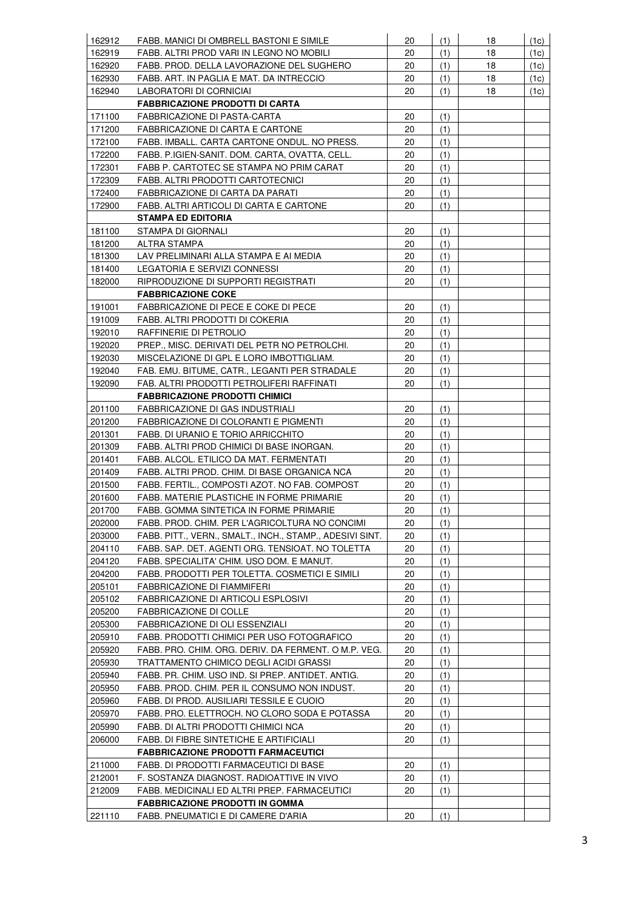| | | | | | |
|---|---|---|---|---|---|
| 162912 | FABB. MANICI DI OMBRELL BASTONI E SIMILE | 20 | (1) | 18 | (1c) |
| 162919 | FABB. ALTRI PROD VARI IN LEGNO NO MOBILI | 20 | (1) | 18 | (1c) |
| 162920 | FABB. PROD. DELLA LAVORAZIONE DEL SUGHERO | 20 | (1) | 18 | (1c) |
| 162930 | FABB. ART. IN PAGLIA E MAT. DA INTRECCIO | 20 | (1) | 18 | (1c) |
| 162940 | LABORATORI DI CORNICIAI | 20 | (1) | 18 | (1c) |
| | **FABBRICAZIONE PRODOTTI DI CARTA** | | | | |
| 171100 | FABBRICAZIONE DI PASTA-CARTA | 20 | (1) | | |
| 171200 | FABBRICAZIONE DI CARTA E CARTONE | 20 | (1) | | |
| 172100 | FABB. IMBALL. CARTA CARTONE ONDUL. NO PRESS. | 20 | (1) | | |
| 172200 | FABB. P.IGIEN-SANIT. DOM. CARTA, OVATTA, CELL. | 20 | (1) | | |
| 172301 | FABB P. CARTOTEC SE STAMPA NO PRIM CARAT | 20 | (1) | | |
| 172309 | FABB. ALTRI PRODOTTI CARTOTECNICI | 20 | (1) | | |
| 172400 | FABBRICAZIONE DI CARTA DA PARATI | 20 | (1) | | |
| 172900 | FABB. ALTRI ARTICOLI DI CARTA E CARTONE | 20 | (1) | | |
| | **STAMPA ED EDITORIA** | | | | |
| 181100 | STAMPA DI GIORNALI | 20 | (1) | | |
| 181200 | ALTRA STAMPA | 20 | (1) | | |
| 181300 | LAV PRELIMINARI ALLA STAMPA E AI MEDIA | 20 | (1) | | |
| 181400 | LEGATORIA E SERVIZI CONNESSI | 20 | (1) | | |
| 182000 | RIPRODUZIONE DI SUPPORTI REGISTRATI | 20 | (1) | | |
| | **FABBRICAZIONE COKE** | | | | |
| 191001 | FABBRICAZIONE DI PECE E COKE DI PECE | 20 | (1) | | |
| 191009 | FABB. ALTRI PRODOTTI DI COKERIA | 20 | (1) | | |
| 192010 | RAFFINERIE DI PETROLIO | 20 | (1) | | |
| 192020 | PREP., MISC. DERIVATI DEL PETR NO PETROLCHI. | 20 | (1) | | |
| 192030 | MISCELAZIONE DI GPL E LORO IMBOTTIGLIAM. | 20 | (1) | | |
| 192040 | FAB. EMU. BITUME, CATR., LEGANTI PER STRADALE | 20 | (1) | | |
| 192090 | FAB. ALTRI PRODOTTI PETROLIFERI RAFFINATI | 20 | (1) | | |
| | **FABBRICAZIONE PRODOTTI CHIMICI** | | | | |
| 201100 | FABBRICAZIONE DI GAS INDUSTRIALI | 20 | (1) | | |
| 201200 | FABBRICAZIONE DI COLORANTI E PIGMENTI | 20 | (1) | | |
| 201301 | FABB. DI URANIO E TORIO ARRICCHITO | 20 | (1) | | |
| 201309 | FABB. ALTRI PROD CHIMICI DI BASE INORGAN. | 20 | (1) | | |
| 201401 | FABB. ALCOL. ETILICO DA MAT. FERMENTATI | 20 | (1) | | |
| 201409 | FABB. ALTRI PROD. CHIM. DI BASE ORGANICA NCA | 20 | (1) | | |
| 201500 | FABB. FERTIL., COMPOSTI AZOT. NO FAB. COMPOST | 20 | (1) | | |
| 201600 | FABB. MATERIE PLASTICHE IN FORME PRIMARIE | 20 | (1) | | |
| 201700 | FABB. GOMMA SINTETICA IN FORME PRIMARIE | 20 | (1) | | |
| 202000 | FABB. PROD. CHIM. PER L'AGRICOLTURA NO CONCIMI | 20 | (1) | | |
| 203000 | FABB. PITT., VERN., SMALT., INCH., STAMP., ADESIVI SINT. | 20 | (1) | | |
| 204110 | FABB. SAP. DET. AGENTI ORG. TENSIOAT. NO TOLETTA | 20 | (1) | | |
| 204120 | FABB. SPECIALITA' CHIM. USO DOM. E MANUT. | 20 | (1) | | |
| 204200 | FABB. PRODOTTI PER TOLETTA. COSMETICI E SIMILI | 20 | (1) | | |
| 205101 | FABBRICAZIONE DI FIAMMIFERI | 20 | (1) | | |
| 205102 | FABBRICAZIONE DI ARTICOLI ESPLOSIVI | 20 | (1) | | |
| 205200 | FABBRICAZIONE DI COLLE | 20 | (1) | | |
| 205300 | FABBRICAZIONE DI OLI ESSENZIALI | 20 | (1) | | |
| 205910 | FABB. PRODOTTI CHIMICI PER USO FOTOGRAFICO | 20 | (1) | | |
| 205920 | FABB. PRO. CHIM. ORG. DERIV. DA FERMENT. O M.P. VEG. | 20 | (1) | | |
| 205930 | TRATTAMENTO CHIMICO DEGLI ACIDI GRASSI | 20 | (1) | | |
| 205940 | FABB. PR. CHIM. USO IND. SI PREP. ANTIDET. ANTIG. | 20 | (1) | | |
| 205950 | FABB. PROD. CHIM. PER IL CONSUMO NON INDUST. | 20 | (1) | | |
| 205960 | FABB. DI PROD. AUSILIARI TESSILE E CUOIO | 20 | (1) | | |
| 205970 | FABB. PRO. ELETTROCH. NO CLORO SODA E POTASSA | 20 | (1) | | |
| 205990 | FABB. DI ALTRI PRODOTTI CHIMICI NCA | 20 | (1) | | |
| 206000 | FABB. DI FIBRE SINTETICHE E ARTIFICIALI | 20 | (1) | | |
| | **FABBRICAZIONE PRODOTTI FARMACEUTICI** | | | | |
| 211000 | FABB. DI PRODOTTI FARMACEUTICI DI BASE | 20 | (1) | | |
| 212001 | F. SOSTANZA DIAGNOST. RADIOATTIVE IN VIVO | 20 | (1) | | |
| 212009 | FABB. MEDICINALI ED ALTRI PREP. FARMACEUTICI | 20 | (1) | | |
| | **FABBRICAZIONE PRODOTTI IN GOMMA** | | | | |
| 221110 | FABB. PNEUMATICI E DI CAMERE D'ARIA | 20 | (1) | | |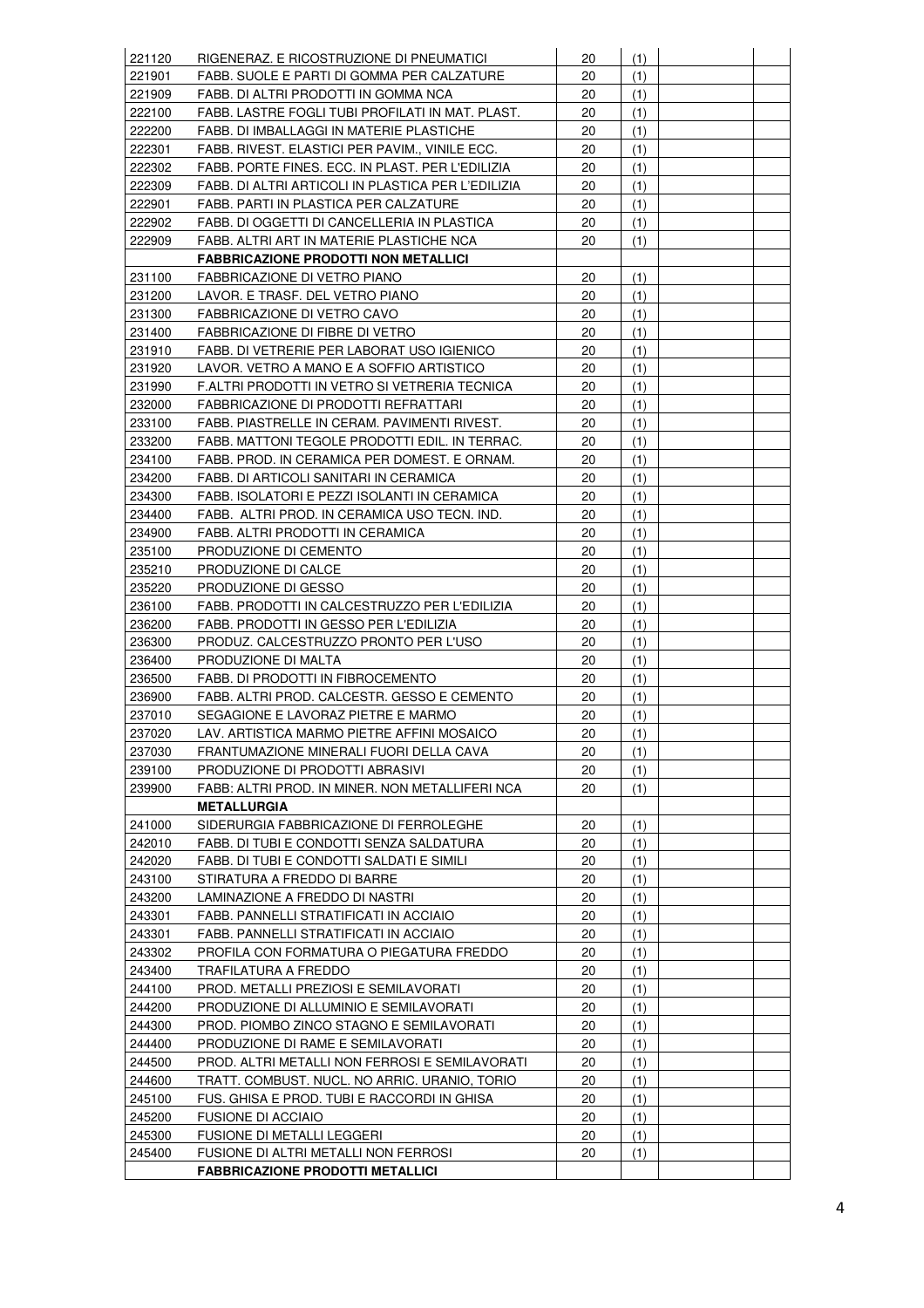| | | | | | |
|---|---|---|---|---|---|
| 221120 | RIGENERAZ. E RICOSTRUZIONE DI PNEUMATICI | 20 | (1) | | |
| 221901 | FABB. SUOLE E PARTI DI GOMMA PER CALZATURE | 20 | (1) | | |
| 221909 | FABB. DI ALTRI PRODOTTI IN GOMMA NCA | 20 | (1) | | |
| 222100 | FABB. LASTRE FOGLI TUBI PROFILATI IN MAT. PLAST. | 20 | (1) | | |
| 222200 | FABB. DI IMBALLAGGI IN MATERIE PLASTICHE | 20 | (1) | | |
| 222301 | FABB. RIVEST. ELASTICI PER PAVIM., VINILE ECC. | 20 | (1) | | |
| 222302 | FABB. PORTE FINES. ECC. IN PLAST. PER L'EDILIZIA | 20 | (1) | | |
| 222309 | FABB. DI ALTRI ARTICOLI IN PLASTICA PER L'EDILIZIA | 20 | (1) | | |
| 222901 | FABB. PARTI IN PLASTICA PER CALZATURE | 20 | (1) | | |
| 222902 | FABB. DI OGGETTI DI CANCELLERIA IN PLASTICA | 20 | (1) | | |
| 222909 | FABB. ALTRI ART IN MATERIE PLASTICHE NCA | 20 | (1) | | |
| | **FABBRICAZIONE PRODOTTI NON METALLICI** | | | | |
| 231100 | FABBRICAZIONE DI VETRO PIANO | 20 | (1) | | |
| 231200 | LAVOR. E TRASF. DEL VETRO PIANO | 20 | (1) | | |
| 231300 | FABBRICAZIONE DI VETRO CAVO | 20 | (1) | | |
| 231400 | FABBRICAZIONE DI FIBRE DI VETRO | 20 | (1) | | |
| 231910 | FABB. DI VETRERIE PER LABORAT USO IGIENICO | 20 | (1) | | |
| 231920 | LAVOR. VETRO A MANO E A SOFFIO ARTISTICO | 20 | (1) | | |
| 231990 | F.ALTRI PRODOTTI IN VETRO SI VETRERIA TECNICA | 20 | (1) | | |
| 232000 | FABBRICAZIONE DI PRODOTTI REFRATTARI | 20 | (1) | | |
| 233100 | FABB. PIASTRELLE IN CERAM. PAVIMENTI RIVEST. | 20 | (1) | | |
| 233200 | FABB. MATTONI TEGOLE PRODOTTI EDIL. IN TERRAC. | 20 | (1) | | |
| 234100 | FABB. PROD. IN CERAMICA PER DOMEST. E ORNAM. | 20 | (1) | | |
| 234200 | FABB. DI ARTICOLI SANITARI IN CERAMICA | 20 | (1) | | |
| 234300 | FABB. ISOLATORI E PEZZI ISOLANTI IN CERAMICA | 20 | (1) | | |
| 234400 | FABB. ALTRI PROD. IN CERAMICA USO TECN. IND. | 20 | (1) | | |
| 234900 | FABB. ALTRI PRODOTTI IN CERAMICA | 20 | (1) | | |
| 235100 | PRODUZIONE DI CEMENTO | 20 | (1) | | |
| 235210 | PRODUZIONE DI CALCE | 20 | (1) | | |
| 235220 | PRODUZIONE DI GESSO | 20 | (1) | | |
| 236100 | FABB. PRODOTTI IN CALCESTRUZZO PER L'EDILIZIA | 20 | (1) | | |
| 236200 | FABB. PRODOTTI IN GESSO PER L'EDILIZIA | 20 | (1) | | |
| 236300 | PRODUZ. CALCESTRUZZO PRONTO PER L'USO | 20 | (1) | | |
| 236400 | PRODUZIONE DI MALTA | 20 | (1) | | |
| 236500 | FABB. DI PRODOTTI IN FIBROCEMENTO | 20 | (1) | | |
| 236900 | FABB. ALTRI PROD. CALCESTR. GESSO E CEMENTO | 20 | (1) | | |
| 237010 | SEGAGIONE E LAVORAZ PIETRE E MARMO | 20 | (1) | | |
| 237020 | LAV. ARTISTICA MARMO PIETRE AFFINI MOSAICO | 20 | (1) | | |
| 237030 | FRANTUMAZIONE MINERALI FUORI DELLA CAVA | 20 | (1) | | |
| 239100 | PRODUZIONE DI PRODOTTI ABRASIVI | 20 | (1) | | |
| 239900 | FABB: ALTRI PROD. IN MINER. NON METALLIFERI NCA | 20 | (1) | | |
| | **METALLURGIA** | | | | |
| 241000 | SIDERURGIA FABBRICAZIONE DI FERROLEGHE | 20 | (1) | | |
| 242010 | FABB. DI TUBI E CONDOTTI SENZA SALDATURA | 20 | (1) | | |
| 242020 | FABB. DI TUBI E CONDOTTI SALDATI E SIMILI | 20 | (1) | | |
| 243100 | STIRATURA A FREDDO DI BARRE | 20 | (1) | | |
| 243200 | LAMINAZIONE A FREDDO DI NASTRI | 20 | (1) | | |
| 243301 | FABB. PANNELLI STRATIFICATI IN ACCIAIO | 20 | (1) | | |
| 243301 | FABB. PANNELLI STRATIFICATI IN ACCIAIO | 20 | (1) | | |
| 243302 | PROFILA CON FORMATURA O PIEGATURA FREDDO | 20 | (1) | | |
| 243400 | TRAFILATURA A FREDDO | 20 | (1) | | |
| 244100 | PROD. METALLI PREZIOSI E SEMILAVORATI | 20 | (1) | | |
| 244200 | PRODUZIONE DI ALLUMINIO E SEMILAVORATI | 20 | (1) | | |
| 244300 | PROD. PIOMBO ZINCO STAGNO E SEMILAVORATI | 20 | (1) | | |
| 244400 | PRODUZIONE DI RAME E SEMILAVORATI | 20 | (1) | | |
| 244500 | PROD. ALTRI METALLI NON FERROSI E SEMILAVORATI | 20 | (1) | | |
| 244600 | TRATT. COMBUST. NUCL. NO ARRIC. URANIO, TORIO | 20 | (1) | | |
| 245100 | FUS. GHISA E PROD. TUBI E RACCORDI IN GHISA | 20 | (1) | | |
| 245200 | FUSIONE DI ACCIAIO | 20 | (1) | | |
| 245300 | FUSIONE DI METALLI LEGGERI | 20 | (1) | | |
| 245400 | FUSIONE DI ALTRI METALLI NON FERROSI | 20 | (1) | | |
| | **FABBRICAZIONE PRODOTTI METALLICI** | | | | |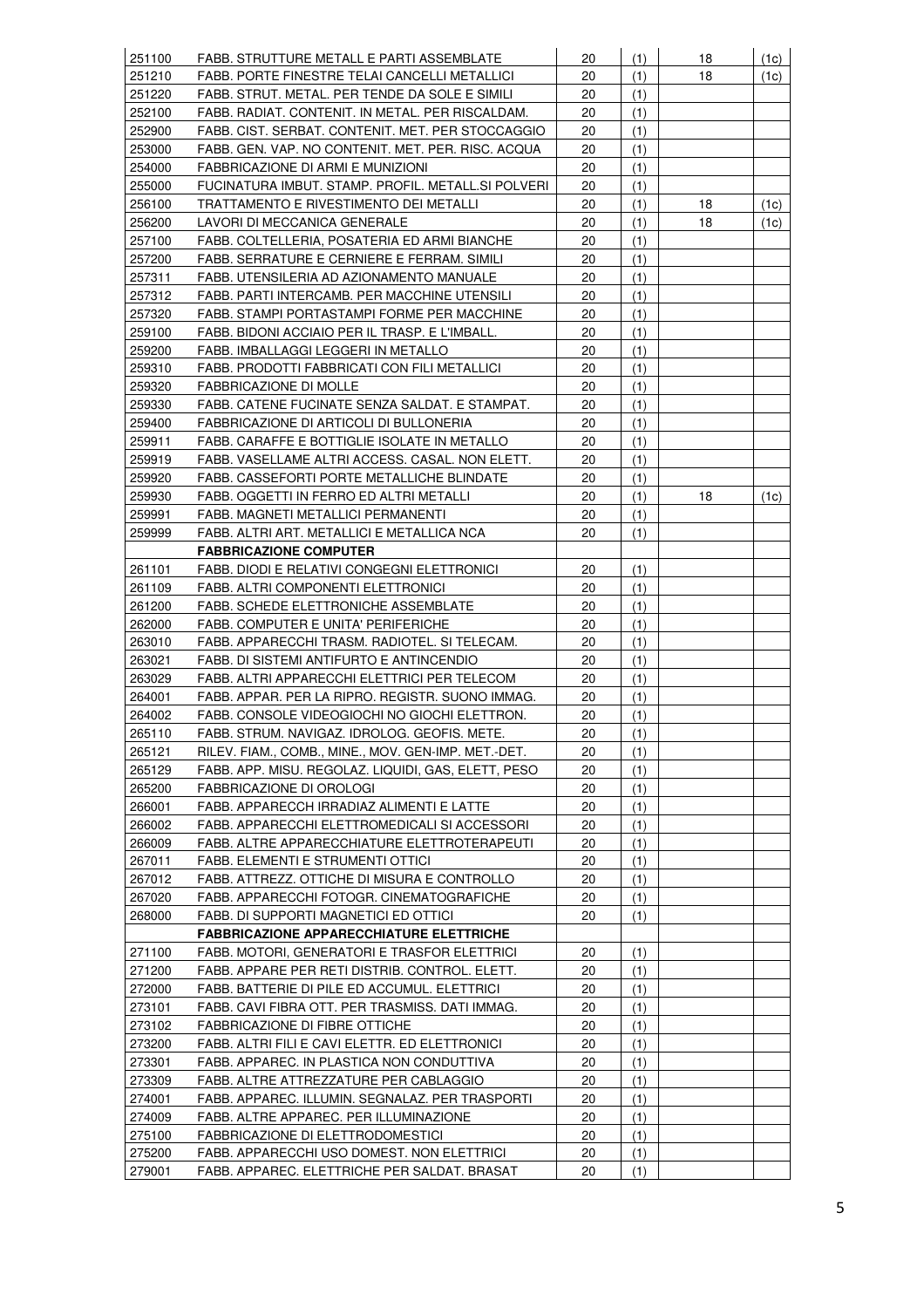| | | | | | |
|---|---|---|---|---|---|
| 251100 | FABB. STRUTTURE METALL E PARTI ASSEMBLATE | 20 | (1) | 18 | (1c) |
| 251210 | FABB. PORTE FINESTRE TELAI CANCELLI METALLICI | 20 | (1) | 18 | (1c) |
| 251220 | FABB. STRUT. METAL. PER TENDE DA SOLE E SIMILI | 20 | (1) | | |
| 252100 | FABB. RADIAT. CONTENIT. IN METAL. PER RISCALDAM. | 20 | (1) | | |
| 252900 | FABB. CIST. SERBAT. CONTENIT. MET. PER STOCCAGGIO | 20 | (1) | | |
| 253000 | FABB. GEN. VAP. NO CONTENIT. MET. PER. RISC. ACQUA | 20 | (1) | | |
| 254000 | FABBRICAZIONE DI ARMI E MUNIZIONI | 20 | (1) | | |
| 255000 | FUCINATURA IMBUT. STAMP. PROFIL. METALL.SI POLVERI | 20 | (1) | | |
| 256100 | TRATTAMENTO E RIVESTIMENTO DEI METALLI | 20 | (1) | 18 | (1c) |
| 256200 | LAVORI DI MECCANICA GENERALE | 20 | (1) | 18 | (1c) |
| 257100 | FABB. COLTELLERIA, POSATERIA ED ARMI BIANCHE | 20 | (1) | | |
| 257200 | FABB. SERRATURE E CERNIERE E FERRAM. SIMILI | 20 | (1) | | |
| 257311 | FABB. UTENSILERIA AD AZIONAMENTO MANUALE | 20 | (1) | | |
| 257312 | FABB. PARTI INTERCAMB. PER MACCHINE UTENSILI | 20 | (1) | | |
| 257320 | FABB. STAMPI PORTASTAMPI FORME PER MACCHINE | 20 | (1) | | |
| 259100 | FABB. BIDONI ACCIAIO PER IL TRASP. E L'IMBALL. | 20 | (1) | | |
| 259200 | FABB. IMBALLAGGI LEGGERI IN METALLO | 20 | (1) | | |
| 259310 | FABB. PRODOTTI FABBRICATI CON FILI METALLICI | 20 | (1) | | |
| 259320 | FABBRICAZIONE DI MOLLE | 20 | (1) | | |
| 259330 | FABB. CATENE FUCINATE SENZA SALDAT. E STAMPAT. | 20 | (1) | | |
| 259400 | FABBRICAZIONE DI ARTICOLI DI BULLONERIA | 20 | (1) | | |
| 259911 | FABB. CARAFFE E BOTTIGLIE ISOLATE IN METALLO | 20 | (1) | | |
| 259919 | FABB. VASELLAME ALTRI ACCESS. CASAL. NON ELETT. | 20 | (1) | | |
| 259920 | FABB. CASSEFORTI PORTE METALLICHE BLINDATE | 20 | (1) | | |
| 259930 | FABB. OGGETTI IN FERRO ED ALTRI METALLI | 20 | (1) | 18 | (1c) |
| 259991 | FABB. MAGNETI METALLICI PERMANENTI | 20 | (1) | | |
| 259999 | FABB. ALTRI ART. METALLICI E METALLICA NCA | 20 | (1) | | |
| | **FABBRICAZIONE COMPUTER** | | | | |
| 261101 | FABB. DIODI E RELATIVI CONGEGNI ELETTRONICI | 20 | (1) | | |
| 261109 | FABB. ALTRI COMPONENTI ELETTRONICI | 20 | (1) | | |
| 261200 | FABB. SCHEDE ELETTRONICHE ASSEMBLATE | 20 | (1) | | |
| 262000 | FABB. COMPUTER E UNITA' PERIFERICHE | 20 | (1) | | |
| 263010 | FABB. APPARECCHI TRASM. RADIOTEL. SI TELECAM. | 20 | (1) | | |
| 263021 | FABB. DI SISTEMI ANTIFURTO E ANTINCENDIO | 20 | (1) | | |
| 263029 | FABB. ALTRI APPARECCHI ELETTRICI PER TELECOM | 20 | (1) | | |
| 264001 | FABB. APPAR. PER LA RIPRO. REGISTR. SUONO IMMAG. | 20 | (1) | | |
| 264002 | FABB. CONSOLE VIDEOGIOCHI NO GIOCHI ELETTRON. | 20 | (1) | | |
| 265110 | FABB. STRUM. NAVIGAZ. IDROLOG. GEOFIS. METE. | 20 | (1) | | |
| 265121 | RILEV. FIAM., COMB., MINE., MOV. GEN-IMP. MET.-DET. | 20 | (1) | | |
| 265129 | FABB. APP. MISU. REGOLAZ. LIQUIDI, GAS, ELETT, PESO | 20 | (1) | | |
| 265200 | FABBRICAZIONE DI OROLOGI | 20 | (1) | | |
| 266001 | FABB. APPARECCH IRRADIAZ ALIMENTI E LATTE | 20 | (1) | | |
| 266002 | FABB. APPARECCHI ELETTROMEDICALI SI ACCESSORI | 20 | (1) | | |
| 266009 | FABB. ALTRE APPARECCHIATURE ELETTROTERAPEUTI | 20 | (1) | | |
| 267011 | FABB. ELEMENTI E STRUMENTI OTTICI | 20 | (1) | | |
| 267012 | FABB. ATTREZZ. OTTICHE DI MISURA E CONTROLLO | 20 | (1) | | |
| 267020 | FABB. APPARECCHI FOTOGR. CINEMATOGRAFICHE | 20 | (1) | | |
| 268000 | FABB. DI SUPPORTI MAGNETICI ED OTTICI | 20 | (1) | | |
| | **FABBRICAZIONE APPARECCHIATURE ELETTRICHE** | | | | |
| 271100 | FABB. MOTORI, GENERATORI E TRASFOR ELETTRICI | 20 | (1) | | |
| 271200 | FABB. APPARE PER RETI DISTRIB. CONTROL. ELETT. | 20 | (1) | | |
| 272000 | FABB. BATTERIE DI PILE ED ACCUMUL. ELETTRICI | 20 | (1) | | |
| 273101 | FABB. CAVI FIBRA OTT. PER TRASMISS. DATI IMMAG. | 20 | (1) | | |
| 273102 | FABBRICAZIONE DI FIBRE OTTICHE | 20 | (1) | | |
| 273200 | FABB. ALTRI FILI E CAVI ELETTR. ED ELETTRONICI | 20 | (1) | | |
| 273301 | FABB. APPAREC. IN PLASTICA NON CONDUTTIVA | 20 | (1) | | |
| 273309 | FABB. ALTRE ATTREZZATURE PER CABLAGGIO | 20 | (1) | | |
| 274001 | FABB. APPAREC. ILLUMIN. SEGNALAZ. PER TRASPORTI | 20 | (1) | | |
| 274009 | FABB. ALTRE APPAREC. PER ILLUMINAZIONE | 20 | (1) | | |
| 275100 | FABBRICAZIONE DI ELETTRODOMESTICI | 20 | (1) | | |
| 275200 | FABB. APPARECCHI USO DOMEST. NON ELETTRICI | 20 | (1) | | |
| 279001 | FABB. APPAREC. ELETTRICHE PER SALDAT. BRASAT | 20 | (1) | | |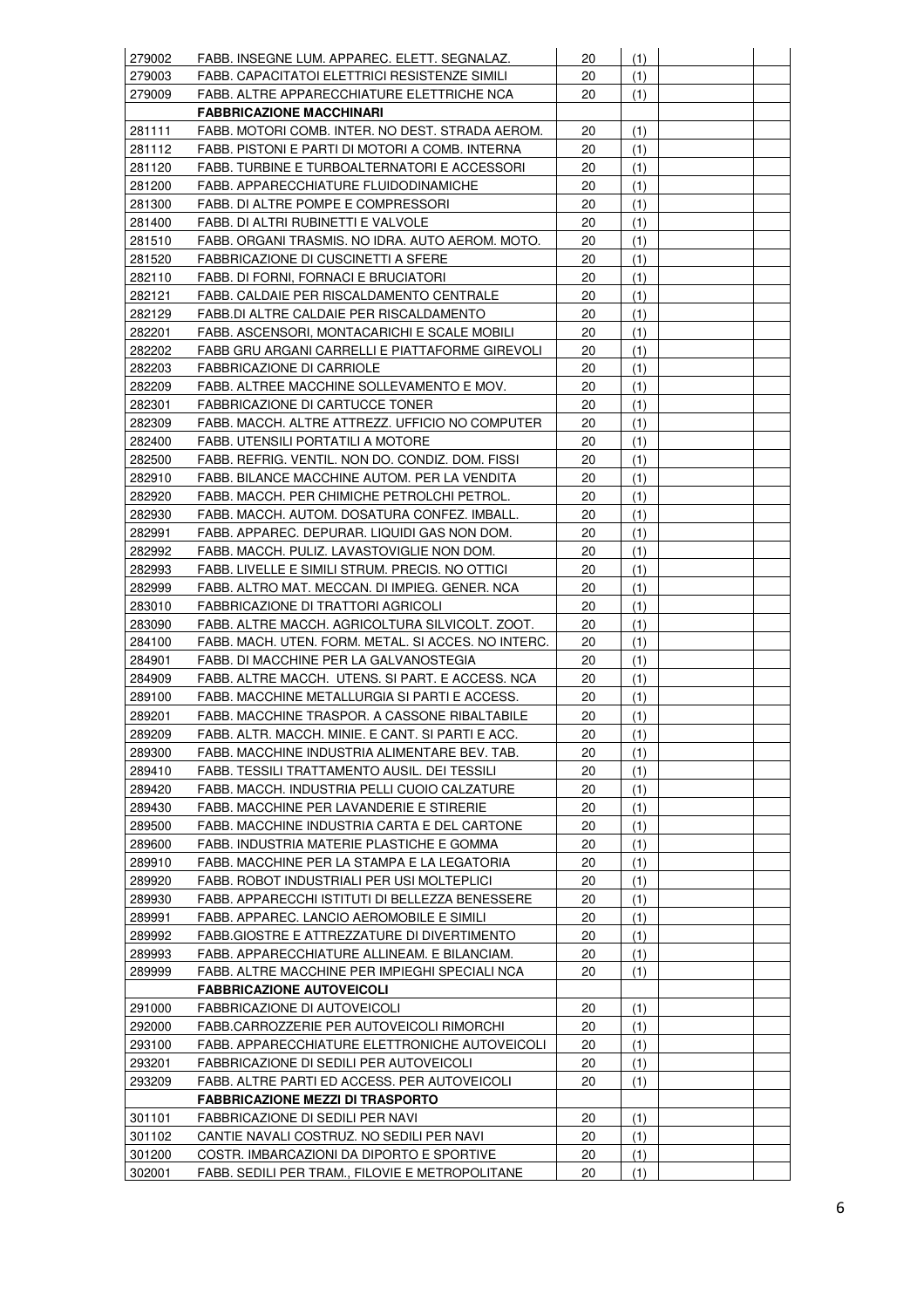| | | | | | |
|---|---|---|---|---|---|
| 279002 | FABB. INSEGNE LUM. APPAREC. ELETT. SEGNALAZ. | 20 | (1) | | |
| 279003 | FABB. CAPACITATOI ELETTRICI RESISTENZE SIMILI | 20 | (1) | | |
| 279009 | FABB. ALTRE APPARECCHIATURE ELETTRICHE NCA | 20 | (1) | | |
| | **FABBRICAZIONE MACCHINARI** | | | | |
| 281111 | FABB. MOTORI COMB. INTER. NO DEST. STRADA AEROM. | 20 | (1) | | |
| 281112 | FABB. PISTONI E PARTI DI MOTORI A COMB. INTERNA | 20 | (1) | | |
| 281120 | FABB. TURBINE E TURBOALTERNATORI E ACCESSORI | 20 | (1) | | |
| 281200 | FABB. APPARECCHIATURE FLUIDODINAMICHE | 20 | (1) | | |
| 281300 | FABB. DI ALTRE POMPE E COMPRESSORI | 20 | (1) | | |
| 281400 | FABB. DI ALTRI RUBINETTI E VALVOLE | 20 | (1) | | |
| 281510 | FABB. ORGANI TRASMIS. NO IDRA. AUTO AEROM. MOTO. | 20 | (1) | | |
| 281520 | FABBRICAZIONE DI CUSCINETTI A SFERE | 20 | (1) | | |
| 282110 | FABB. DI FORNI, FORNACI E BRUCIATORI | 20 | (1) | | |
| 282121 | FABB. CALDAIE PER RISCALDAMENTO CENTRALE | 20 | (1) | | |
| 282129 | FABB.DI ALTRE CALDAIE PER RISCALDAMENTO | 20 | (1) | | |
| 282201 | FABB. ASCENSORI, MONTACARICHI E SCALE MOBILI | 20 | (1) | | |
| 282202 | FABB GRU ARGANI CARRELLI E PIATTAFORME GIREVOLI | 20 | (1) | | |
| 282203 | FABBRICAZIONE DI CARRIOLE | 20 | (1) | | |
| 282209 | FABB. ALTREE MACCHINE SOLLEVAMENTO E MOV. | 20 | (1) | | |
| 282301 | FABBRICAZIONE DI CARTUCCE TONER | 20 | (1) | | |
| 282309 | FABB. MACCH. ALTRE ATTREZZ. UFFICIO NO COMPUTER | 20 | (1) | | |
| 282400 | FABB. UTENSILI PORTATILI A MOTORE | 20 | (1) | | |
| 282500 | FABB. REFRIG. VENTIL. NON DO. CONDIZ. DOM. FISSI | 20 | (1) | | |
| 282910 | FABB. BILANCE MACCHINE AUTOM. PER LA VENDITA | 20 | (1) | | |
| 282920 | FABB. MACCH. PER CHIMICHE PETROLCHI PETROL. | 20 | (1) | | |
| 282930 | FABB. MACCH. AUTOM. DOSATURA CONFEZ. IMBALL. | 20 | (1) | | |
| 282991 | FABB. APPAREC. DEPURAR. LIQUIDI GAS NON DOM. | 20 | (1) | | |
| 282992 | FABB. MACCH. PULIZ. LAVASTOVIGLIE NON DOM. | 20 | (1) | | |
| 282993 | FABB. LIVELLE E SIMILI STRUM. PRECIS. NO OTTICI | 20 | (1) | | |
| 282999 | FABB. ALTRO MAT. MECCAN. DI IMPIEG. GENER. NCA | 20 | (1) | | |
| 283010 | FABBRICAZIONE DI TRATTORI AGRICOLI | 20 | (1) | | |
| 283090 | FABB. ALTRE MACCH. AGRICOLTURA SILVICOLT. ZOOT. | 20 | (1) | | |
| 284100 | FABB. MACH. UTEN. FORM. METAL. SI ACCES. NO INTERC. | 20 | (1) | | |
| 284901 | FABB. DI MACCHINE PER LA GALVANOSTEGIA | 20 | (1) | | |
| 284909 | FABB. ALTRE MACCH. UTENS. SI PART. E ACCESS. NCA | 20 | (1) | | |
| 289100 | FABB. MACCHINE METALLURGIA SI PARTI E ACCESS. | 20 | (1) | | |
| 289201 | FABB. MACCHINE TRASPOR. A CASSONE RIBALTABILE | 20 | (1) | | |
| 289209 | FABB. ALTR. MACCH. MINIE. E CANT. SI PARTI E ACC. | 20 | (1) | | |
| 289300 | FABB. MACCHINE INDUSTRIA ALIMENTARE BEV. TAB. | 20 | (1) | | |
| 289410 | FABB. TESSILI TRATTAMENTO AUSIL. DEI TESSILI | 20 | (1) | | |
| 289420 | FABB. MACCH. INDUSTRIA PELLI CUOIO CALZATURE | 20 | (1) | | |
| 289430 | FABB. MACCHINE PER LAVANDERIE E STIRERIE | 20 | (1) | | |
| 289500 | FABB. MACCHINE INDUSTRIA CARTA E DEL CARTONE | 20 | (1) | | |
| 289600 | FABB. INDUSTRIA MATERIE PLASTICHE E GOMMA | 20 | (1) | | |
| 289910 | FABB. MACCHINE PER LA STAMPA E LA LEGATORIA | 20 | (1) | | |
| 289920 | FABB. ROBOT INDUSTRIALI PER USI MOLTEPLICI | 20 | (1) | | |
| 289930 | FABB. APPARECCHI ISTITUTI DI BELLEZZA BENESSERE | 20 | (1) | | |
| 289991 | FABB. APPAREC. LANCIO AEROMOBILE E SIMILI | 20 | (1) | | |
| 289992 | FABB.GIOSTRE E ATTREZZATURE DI DIVERTIMENTO | 20 | (1) | | |
| 289993 | FABB. APPARECCHIATURE ALLINEAM. E BILANCIAM. | 20 | (1) | | |
| 289999 | FABB. ALTRE MACCHINE PER IMPIEGHI SPECIALI NCA | 20 | (1) | | |
| | **FABBRICAZIONE AUTOVEICOLI** | | | | |
| 291000 | FABBRICAZIONE DI AUTOVEICOLI | 20 | (1) | | |
| 292000 | FABB.CARROZZERIE PER AUTOVEICOLI RIMORCHI | 20 | (1) | | |
| 293100 | FABB. APPARECCHIATURE ELETTRONICHE AUTOVEICOLI | 20 | (1) | | |
| 293201 | FABBRICAZIONE DI SEDILI PER AUTOVEICOLI | 20 | (1) | | |
| 293209 | FABB. ALTRE PARTI ED ACCESS. PER AUTOVEICOLI | 20 | (1) | | |
| | **FABBRICAZIONE MEZZI DI TRASPORTO** | | | | |
| 301101 | FABBRICAZIONE DI SEDILI PER NAVI | 20 | (1) | | |
| 301102 | CANTIE NAVALI COSTRUZ. NO SEDILI PER NAVI | 20 | (1) | | |
| 301200 | COSTR. IMBARCAZIONI DA DIPORTO E SPORTIVE | 20 | (1) | | |
| 302001 | FABB. SEDILI PER TRAM., FILOVIE E METROPOLITANE | 20 | (1) | | |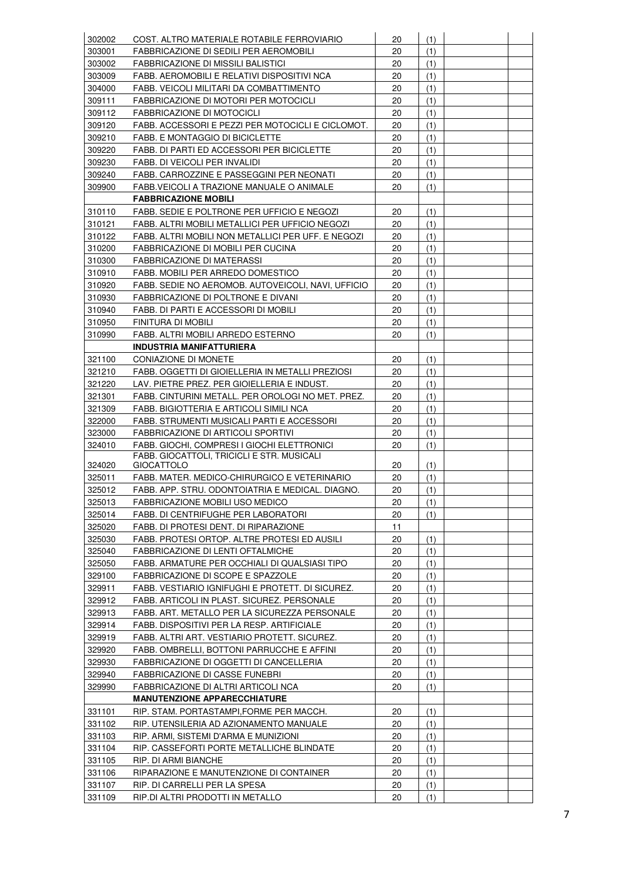| | | | | | |
|---|---|---|---|---|---|
| 302002 | COST. ALTRO MATERIALE ROTABILE FERROVIARIO | 20 | (1) | | |
| 303001 | FABBRICAZIONE DI SEDILI PER AEROMOBILI | 20 | (1) | | |
| 303002 | FABBRICAZIONE DI MISSILI BALISTICI | 20 | (1) | | |
| 303009 | FABB. AEROMOBILI E RELATIVI DISPOSITIVI NCA | 20 | (1) | | |
| 304000 | FABB. VEICOLI MILITARI DA COMBATTIMENTO | 20 | (1) | | |
| 309111 | FABBRICAZIONE DI MOTORI PER MOTOCICLI | 20 | (1) | | |
| 309112 | FABBRICAZIONE DI MOTOCICLI | 20 | (1) | | |
| 309120 | FABB. ACCESSORI E PEZZI PER MOTOCICLI E CICLOMOT. | 20 | (1) | | |
| 309210 | FABB. E MONTAGGIO DI BICICLETTE | 20 | (1) | | |
| 309220 | FABB. DI PARTI ED ACCESSORI PER BICICLETTE | 20 | (1) | | |
| 309230 | FABB. DI VEICOLI PER INVALIDI | 20 | (1) | | |
| 309240 | FABB. CARROZZINE E PASSEGGINI PER NEONATI | 20 | (1) | | |
| 309900 | FABB.VEICOLI A TRAZIONE MANUALE O ANIMALE | 20 | (1) | | |
| | **FABBRICAZIONE MOBILI** | | | | |
| 310110 | FABB. SEDIE E POLTRONE PER UFFICIO E NEGOZI | 20 | (1) | | |
| 310121 | FABB. ALTRI MOBILI METALLICI PER UFFICIO NEGOZI | 20 | (1) | | |
| 310122 | FABB. ALTRI MOBILI NON METALLICI PER UFF. E NEGOZI | 20 | (1) | | |
| 310200 | FABBRICAZIONE DI MOBILI PER CUCINA | 20 | (1) | | |
| 310300 | FABBRICAZIONE DI MATERASSI | 20 | (1) | | |
| 310910 | FABB. MOBILI PER ARREDO DOMESTICO | 20 | (1) | | |
| 310920 | FABB. SEDIE NO AEROMOB. AUTOVEICOLI, NAVI, UFFICIO | 20 | (1) | | |
| 310930 | FABBRICAZIONE DI POLTRONE E DIVANI | 20 | (1) | | |
| 310940 | FABB. DI PARTI E ACCESSORI DI MOBILI | 20 | (1) | | |
| 310950 | FINITURA DI MOBILI | 20 | (1) | | |
| 310990 | FABB. ALTRI MOBILI ARREDO ESTERNO | 20 | (1) | | |
| | **INDUSTRIA MANIFATTURIERA** | | | | |
| 321100 | CONIAZIONE DI MONETE | 20 | (1) | | |
| 321210 | FABB. OGGETTI DI GIOIELLERIA IN METALLI PREZIOSI | 20 | (1) | | |
| 321220 | LAV. PIETRE PREZ. PER GIOIELLERIA E INDUST. | 20 | (1) | | |
| 321301 | FABB. CINTURINI METALL. PER OROLOGI NO MET. PREZ. | 20 | (1) | | |
| 321309 | FABB. BIGIOTTERIA E ARTICOLI SIMILI NCA | 20 | (1) | | |
| 322000 | FABB. STRUMENTI MUSICALI PARTI E ACCESSORI | 20 | (1) | | |
| 323000 | FABBRICAZIONE DI ARTICOLI SPORTIVI | 20 | (1) | | |
| 324010 | FABB. GIOCHI, COMPRESI I GIOCHI ELETTRONICI | 20 | (1) | | |
| 324020 | FABB. GIOCATTOLI, TRICICLI E STR. MUSICALI GIOCATTOLO | 20 | (1) | | |
| 325011 | FABB. MATER. MEDICO-CHIRURGICO E VETERINARIO | 20 | (1) | | |
| 325012 | FABB. APP. STRU. ODONTOIATRIA E MEDICAL. DIAGNO. | 20 | (1) | | |
| 325013 | FABBRICAZIONE MOBILI USO MEDICO | 20 | (1) | | |
| 325014 | FABB. DI CENTRIFUGHE PER LABORATORI | 20 | (1) | | |
| 325020 | FABB. DI PROTESI DENT. DI RIPARAZIONE | 11 | | | |
| 325030 | FABB. PROTESI ORTOP. ALTRE PROTESI ED AUSILI | 20 | (1) | | |
| 325040 | FABBRICAZIONE DI LENTI OFTALMICHE | 20 | (1) | | |
| 325050 | FABB. ARMATURE PER OCCHIALI DI QUALSIASI TIPO | 20 | (1) | | |
| 329100 | FABBRICAZIONE DI SCOPE E SPAZZOLE | 20 | (1) | | |
| 329911 | FABB. VESTIARIO IGNIFUGHI E PROTETT. DI SICUREZ. | 20 | (1) | | |
| 329912 | FABB. ARTICOLI IN PLAST. SICUREZ. PERSONALE | 20 | (1) | | |
| 329913 | FABB. ART. METALLO PER LA SICUREZZA PERSONALE | 20 | (1) | | |
| 329914 | FABB. DISPOSITIVI PER LA RESP. ARTIFICIALE | 20 | (1) | | |
| 329919 | FABB. ALTRI ART. VESTIARIO PROTETT. SICUREZ. | 20 | (1) | | |
| 329920 | FABB. OMBRELLI, BOTTONI PARRUCCHE E AFFINI | 20 | (1) | | |
| 329930 | FABBRICAZIONE DI OGGETTI DI CANCELLERIA | 20 | (1) | | |
| 329940 | FABBRICAZIONE DI CASSE FUNEBRI | 20 | (1) | | |
| 329990 | FABBRICAZIONE DI ALTRI ARTICOLI NCA | 20 | (1) | | |
| | **MANUTENZIONE APPARECCHIATURE** | | | | |
| 331101 | RIP. STAM. PORTASTAMPI,FORME PER MACCH. | 20 | (1) | | |
| 331102 | RIP. UTENSILERIA AD AZIONAMENTO MANUALE | 20 | (1) | | |
| 331103 | RIP. ARMI, SISTEMI D'ARMA E MUNIZIONI | 20 | (1) | | |
| 331104 | RIP. CASSEFORTI PORTE METALLICHE BLINDATE | 20 | (1) | | |
| 331105 | RIP. DI ARMI BIANCHE | 20 | (1) | | |
| 331106 | RIPARAZIONE E MANUTENZIONE DI CONTAINER | 20 | (1) | | |
| 331107 | RIP. DI CARRELLI PER LA SPESA | 20 | (1) | | |
| 331109 | RIP.DI ALTRI PRODOTTI IN METALLO | 20 | (1) | | |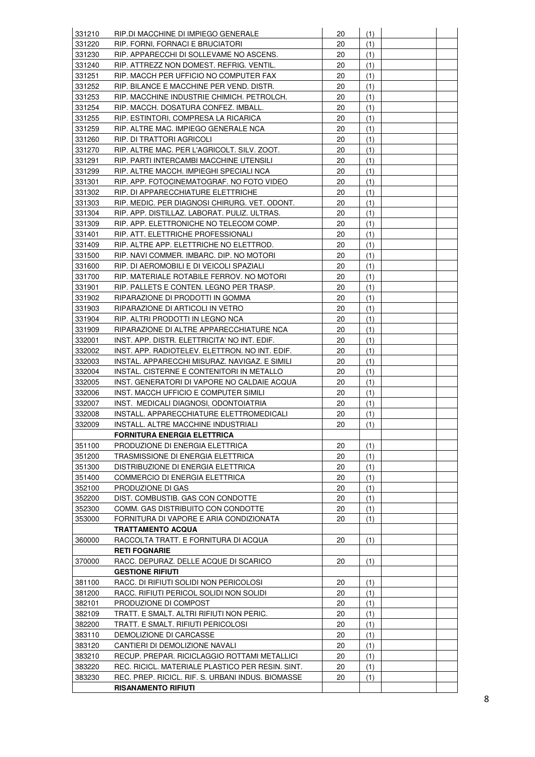| | | | | | |
|---|---|---|---|---|---|
| 331210 | RIP.DI MACCHINE DI IMPIEGO GENERALE | 20 | (1) | | |
| 331220 | RIP. FORNI, FORNACI E BRUCIATORI | 20 | (1) | | |
| 331230 | RIP. APPARECCHI DI SOLLEVAME NO ASCENS. | 20 | (1) | | |
| 331240 | RIP. ATTREZZ NON DOMEST. REFRIG. VENTIL. | 20 | (1) | | |
| 331251 | RIP. MACCH PER UFFICIO NO COMPUTER FAX | 20 | (1) | | |
| 331252 | RIP. BILANCE E MACCHINE PER VEND. DISTR. | 20 | (1) | | |
| 331253 | RIP. MACCHINE INDUSTRIE CHIMICH. PETROLCH. | 20 | (1) | | |
| 331254 | RIP. MACCH. DOSATURA CONFEZ. IMBALL. | 20 | (1) | | |
| 331255 | RIP. ESTINTORI, COMPRESA LA RICARICA | 20 | (1) | | |
| 331259 | RIP. ALTRE MAC. IMPIEGO GENERALE NCA | 20 | (1) | | |
| 331260 | RIP. DI TRATTORI AGRICOLI | 20 | (1) | | |
| 331270 | RIP. ALTRE MAC. PER L'AGRICOLT. SILV. ZOOT. | 20 | (1) | | |
| 331291 | RIP. PARTI INTERCAMBI MACCHINE UTENSILI | 20 | (1) | | |
| 331299 | RIP. ALTRE MACCH. IMPIEGHI SPECIALI NCA | 20 | (1) | | |
| 331301 | RIP. APP. FOTOCINEMATOGRAF. NO FOTO VIDEO | 20 | (1) | | |
| 331302 | RIP. DI APPARECCHIATURE ELETTRICHE | 20 | (1) | | |
| 331303 | RIP. MEDIC. PER DIAGNOSI CHIRURG. VET. ODONT. | 20 | (1) | | |
| 331304 | RIP. APP. DISTILLAZ. LABORAT. PULIZ. ULTRAS. | 20 | (1) | | |
| 331309 | RIP. APP. ELETTRONICHE NO TELECOM COMP. | 20 | (1) | | |
| 331401 | RIP. ATT. ELETTRICHE PROFESSIONALI | 20 | (1) | | |
| 331409 | RIP. ALTRE APP. ELETTRICHE NO ELETTROD. | 20 | (1) | | |
| 331500 | RIP. NAVI COMMER. IMBARC. DIP. NO MOTORI | 20 | (1) | | |
| 331600 | RIP. DI AEROMOBILI E DI VEICOLI SPAZIALI | 20 | (1) | | |
| 331700 | RIP. MATERIALE ROTABILE FERROV. NO MOTORI | 20 | (1) | | |
| 331901 | RIP. PALLETS E CONTEN. LEGNO PER TRASP. | 20 | (1) | | |
| 331902 | RIPARAZIONE DI PRODOTTI IN GOMMA | 20 | (1) | | |
| 331903 | RIPARAZIONE DI ARTICOLI IN VETRO | 20 | (1) | | |
| 331904 | RIP. ALTRI PRODOTTI IN LEGNO NCA | 20 | (1) | | |
| 331909 | RIPARAZIONE DI ALTRE APPARECCHIATURE NCA | 20 | (1) | | |
| 332001 | INST. APP. DISTR. ELETTRICITA' NO INT. EDIF. | 20 | (1) | | |
| 332002 | INST. APP. RADIOTELEV. ELETTRON. NO INT. EDIF. | 20 | (1) | | |
| 332003 | INSTAL. APPARECCHI MISURAZ. NAVIGAZ. E SIMILI | 20 | (1) | | |
| 332004 | INSTAL. CISTERNE E CONTENITORI IN METALLO | 20 | (1) | | |
| 332005 | INST. GENERATORI DI VAPORE NO CALDAIE ACQUA | 20 | (1) | | |
| 332006 | INST. MACCH UFFICIO E COMPUTER SIMILI | 20 | (1) | | |
| 332007 | INST. MEDICALI DIAGNOSI, ODONTOIATRIA | 20 | (1) | | |
| 332008 | INSTALL. APPARECCHIATURE ELETTROMEDICALI | 20 | (1) | | |
| 332009 | INSTALL. ALTRE MACCHINE INDUSTRIALI | 20 | (1) | | |
| | **FORNITURA ENERGIA ELETTRICA** | | | | |
| 351100 | PRODUZIONE DI ENERGIA ELETTRICA | 20 | (1) | | |
| 351200 | TRASMISSIONE DI ENERGIA ELETTRICA | 20 | (1) | | |
| 351300 | DISTRIBUZIONE DI ENERGIA ELETTRICA | 20 | (1) | | |
| 351400 | COMMERCIO DI ENERGIA ELETTRICA | 20 | (1) | | |
| 352100 | PRODUZIONE DI GAS | 20 | (1) | | |
| 352200 | DIST. COMBUSTIB. GAS CON CONDOTTE | 20 | (1) | | |
| 352300 | COMM. GAS DISTRIBUITO CON CONDOTTE | 20 | (1) | | |
| 353000 | FORNITURA DI VAPORE E ARIA CONDIZIONATA | 20 | (1) | | |
| | **TRATTAMENTO ACQUA** | | | | |
| 360000 | RACCOLTA TRATT. E FORNITURA DI ACQUA | 20 | (1) | | |
| | **RETI FOGNARIE** | | | | |
| 370000 | RACC. DEPURAZ. DELLE ACQUE DI SCARICO | 20 | (1) | | |
| | **GESTIONE RIFIUTI** | | | | |
| 381100 | RACC. DI RIFIUTI SOLIDI NON PERICOLOSI | 20 | (1) | | |
| 381200 | RACC. RIFIUTI PERICOL SOLIDI NON SOLIDI | 20 | (1) | | |
| 382101 | PRODUZIONE DI COMPOST | 20 | (1) | | |
| 382109 | TRATT. E SMALT. ALTRI RIFIUTI NON PERIC. | 20 | (1) | | |
| 382200 | TRATT. E SMALT. RIFIUTI PERICOLOSI | 20 | (1) | | |
| 383110 | DEMOLIZIONE DI CARCASSE | 20 | (1) | | |
| 383120 | CANTIERI DI DEMOLIZIONE NAVALI | 20 | (1) | | |
| 383210 | RECUP. PREPAR. RICICLAGGIO ROTTAMI METALLICI | 20 | (1) | | |
| 383220 | REC. RICICL. MATERIALE PLASTICO PER RESIN. SINT. | 20 | (1) | | |
| 383230 | REC. PREP. RICICL. RIF. S. URBANI INDUS. BIOMASSE | 20 | (1) | | |
| | **RISANAMENTO RIFIUTI** | | | | |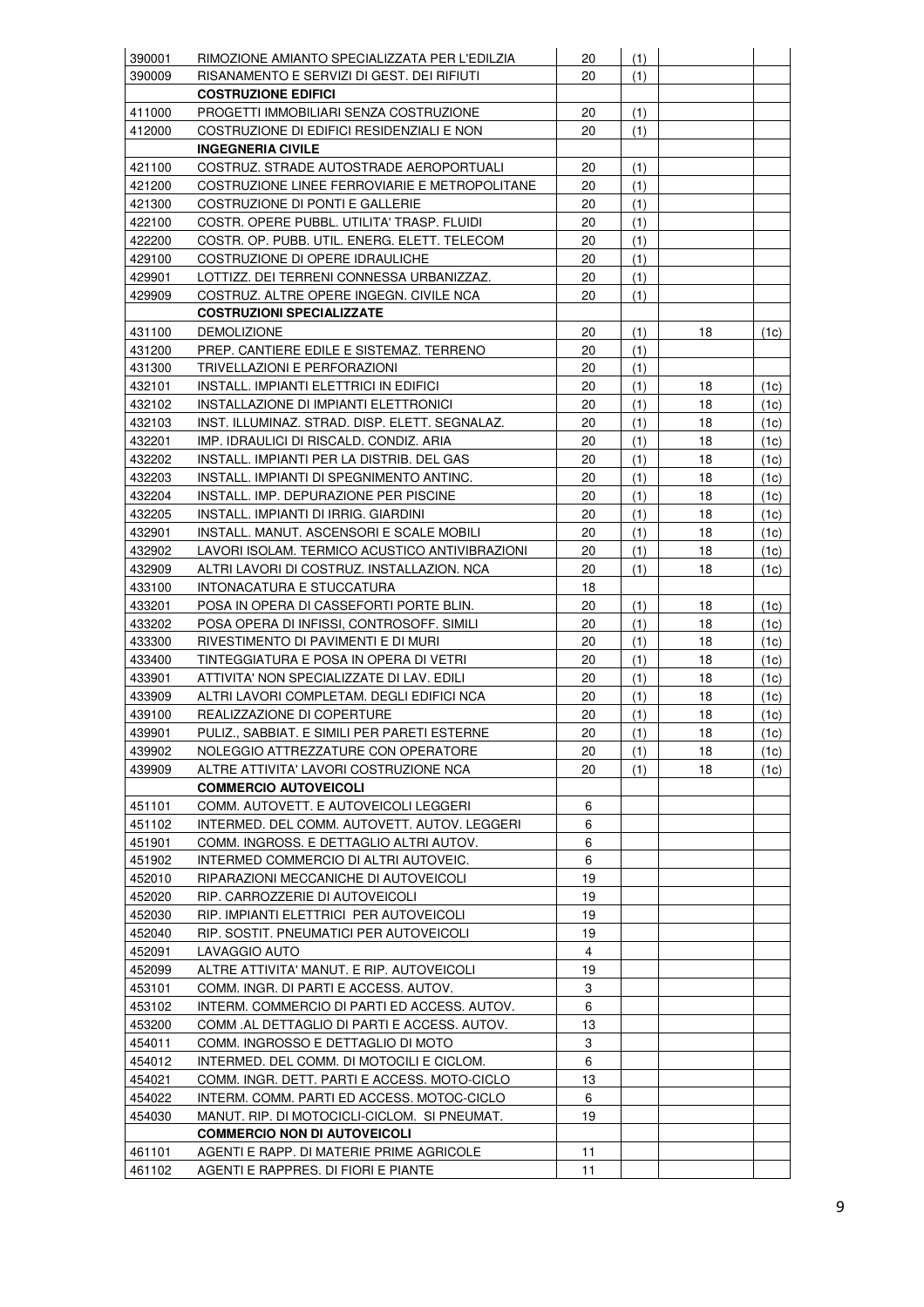| | | | | | |
|---|---|---|---|---|---|
| 390001 | RIMOZIONE AMIANTO SPECIALIZZATA PER L'EDILZIA | 20 | (1) | | |
| 390009 | RISANAMENTO E SERVIZI DI GEST. DEI RIFIUTI | 20 | (1) | | |
| | **COSTRUZIONE EDIFICI** | | | | |
| 411000 | PROGETTI IMMOBILIARI SENZA COSTRUZIONE | 20 | (1) | | |
| 412000 | COSTRUZIONE DI EDIFICI RESIDENZIALI E NON | 20 | (1) | | |
| | **INGEGNERIA CIVILE** | | | | |
| 421100 | COSTRUZ. STRADE AUTOSTRADE AEROPORTUALI | 20 | (1) | | |
| 421200 | COSTRUZIONE LINEE FERROVIARIE E METROPOLITANE | 20 | (1) | | |
| 421300 | COSTRUZIONE DI PONTI E GALLERIE | 20 | (1) | | |
| 422100 | COSTR. OPERE PUBBL. UTILITA' TRASP. FLUIDI | 20 | (1) | | |
| 422200 | COSTR. OP. PUBB. UTIL. ENERG. ELETT. TELECOM | 20 | (1) | | |
| 429100 | COSTRUZIONE DI OPERE IDRAULICHE | 20 | (1) | | |
| 429901 | LOTTIZZ. DEI TERRENI CONNESSA URBANIZZAZ. | 20 | (1) | | |
| 429909 | COSTRUZ. ALTRE OPERE INGEGN. CIVILE NCA | 20 | (1) | | |
| | **COSTRUZIONI SPECIALIZZATE** | | | | |
| 431100 | DEMOLIZIONE | 20 | (1) | 18 | (1c) |
| 431200 | PREP. CANTIERE EDILE E SISTEMAZ. TERRENO | 20 | (1) | | |
| 431300 | TRIVELLAZIONI E PERFORAZIONI | 20 | (1) | | |
| 432101 | INSTALL. IMPIANTI ELETTRICI IN EDIFICI | 20 | (1) | 18 | (1c) |
| 432102 | INSTALLAZIONE DI IMPIANTI ELETTRONICI | 20 | (1) | 18 | (1c) |
| 432103 | INST. ILLUMINAZ. STRAD. DISP. ELETT. SEGNALAZ. | 20 | (1) | 18 | (1c) |
| 432201 | IMP. IDRAULICI DI RISCALD. CONDIZ. ARIA | 20 | (1) | 18 | (1c) |
| 432202 | INSTALL. IMPIANTI PER LA DISTRIB. DEL GAS | 20 | (1) | 18 | (1c) |
| 432203 | INSTALL. IMPIANTI DI SPEGNIMENTO ANTINC. | 20 | (1) | 18 | (1c) |
| 432204 | INSTALL. IMP. DEPURAZIONE PER PISCINE | 20 | (1) | 18 | (1c) |
| 432205 | INSTALL. IMPIANTI DI IRRIG. GIARDINI | 20 | (1) | 18 | (1c) |
| 432901 | INSTALL. MANUT. ASCENSORI E SCALE MOBILI | 20 | (1) | 18 | (1c) |
| 432902 | LAVORI ISOLAM. TERMICO ACUSTICO ANTIVIBRAZIONI | 20 | (1) | 18 | (1c) |
| 432909 | ALTRI LAVORI DI COSTRUZ. INSTALLAZION. NCA | 20 | (1) | 18 | (1c) |
| 433100 | INTONACATURA E STUCCATURA | 18 | | | |
| 433201 | POSA IN OPERA DI CASSEFORTI PORTE BLIN. | 20 | (1) | 18 | (1c) |
| 433202 | POSA OPERA DI INFISSI, CONTROSOFF. SIMILI | 20 | (1) | 18 | (1c) |
| 433300 | RIVESTIMENTO DI PAVIMENTI E DI MURI | 20 | (1) | 18 | (1c) |
| 433400 | TINTEGGIATURA E POSA IN OPERA DI VETRI | 20 | (1) | 18 | (1c) |
| 433901 | ATTIVITA' NON SPECIALIZZATE DI LAV. EDILI | 20 | (1) | 18 | (1c) |
| 433909 | ALTRI LAVORI COMPLETAM. DEGLI EDIFICI NCA | 20 | (1) | 18 | (1c) |
| 439100 | REALIZZAZIONE DI COPERTURE | 20 | (1) | 18 | (1c) |
| 439901 | PULIZ., SABBIAT. E SIMILI PER PARETI ESTERNE | 20 | (1) | 18 | (1c) |
| 439902 | NOLEGGIO ATTREZZATURE CON OPERATORE | 20 | (1) | 18 | (1c) |
| 439909 | ALTRE ATTIVITA' LAVORI COSTRUZIONE NCA | 20 | (1) | 18 | (1c) |
| | **COMMERCIO AUTOVEICOLI** | | | | |
| 451101 | COMM. AUTOVETT. E AUTOVEICOLI LEGGERI | 6 | | | |
| 451102 | INTERMED. DEL COMM. AUTOVETT. AUTOV. LEGGERI | 6 | | | |
| 451901 | COMM. INGROSS. E DETTAGLIO ALTRI AUTOV. | 6 | | | |
| 451902 | INTERMED COMMERCIO DI ALTRI AUTOVEIC. | 6 | | | |
| 452010 | RIPARAZIONI MECCANICHE DI AUTOVEICOLI | 19 | | | |
| 452020 | RIP. CARROZZERIE DI AUTOVEICOLI | 19 | | | |
| 452030 | RIP. IMPIANTI ELETTRICI PER AUTOVEICOLI | 19 | | | |
| 452040 | RIP. SOSTIT. PNEUMATICI PER AUTOVEICOLI | 19 | | | |
| 452091 | LAVAGGIO AUTO | 4 | | | |
| 452099 | ALTRE ATTIVITA' MANUT. E RIP. AUTOVEICOLI | 19 | | | |
| 453101 | COMM. INGR. DI PARTI E ACCESS. AUTOV. | 3 | | | |
| 453102 | INTERM. COMMERCIO DI PARTI ED ACCESS. AUTOV. | 6 | | | |
| 453200 | COMM .AL DETTAGLIO DI PARTI E ACCESS. AUTOV. | 13 | | | |
| 454011 | COMM. INGROSSO E DETTAGLIO DI MOTO | 3 | | | |
| 454012 | INTERMED. DEL COMM. DI MOTOCILI E CICLOM. | 6 | | | |
| 454021 | COMM. INGR. DETT. PARTI E ACCESS. MOTO-CICLO | 13 | | | |
| 454022 | INTERM. COMM. PARTI ED ACCESS. MOTOC-CICLO | 6 | | | |
| 454030 | MANUT. RIP. DI MOTOCICLI-CICLOM. SI PNEUMAT. | 19 | | | |
| | **COMMERCIO NON DI AUTOVEICOLI** | | | | |
| 461101 | AGENTI E RAPP. DI MATERIE PRIME AGRICOLE | 11 | | | |
| 461102 | AGENTI E RAPPRES. DI FIORI E PIANTE | 11 | | | |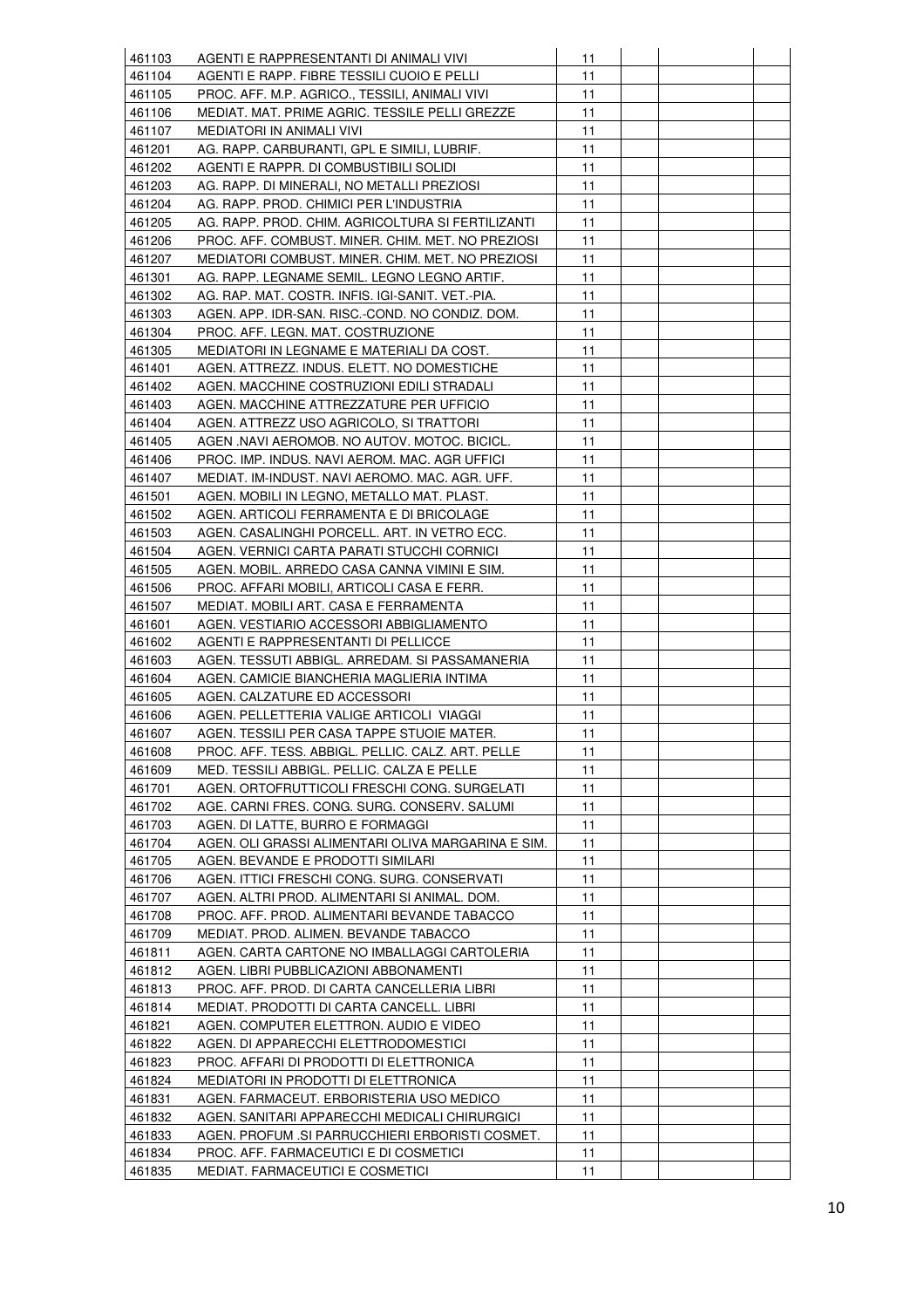| | | | | | |
|---|---|---|---|---|---|
| 461103 | AGENTI E RAPPRESENTANTI DI ANIMALI VIVI | 11 | | | |
| 461104 | AGENTI E RAPP. FIBRE TESSILI CUOIO E PELLI | 11 | | | |
| 461105 | PROC. AFF. M.P. AGRICO., TESSILI, ANIMALI VIVI | 11 | | | |
| 461106 | MEDIAT. MAT. PRIME AGRIC. TESSILE PELLI GREZZE | 11 | | | |
| 461107 | MEDIATORI IN ANIMALI VIVI | 11 | | | |
| 461201 | AG. RAPP. CARBURANTI, GPL E SIMILI, LUBRIF. | 11 | | | |
| 461202 | AGENTI E RAPPR. DI COMBUSTIBILI SOLIDI | 11 | | | |
| 461203 | AG. RAPP. DI MINERALI, NO METALLI PREZIOSI | 11 | | | |
| 461204 | AG. RAPP. PROD. CHIMICI PER L'INDUSTRIA | 11 | | | |
| 461205 | AG. RAPP. PROD. CHIM. AGRICOLTURA SI FERTILIZANTI | 11 | | | |
| 461206 | PROC. AFF. COMBUST. MINER. CHIM. MET. NO PREZIOSI | 11 | | | |
| 461207 | MEDIATORI COMBUST. MINER. CHIM. MET. NO PREZIOSI | 11 | | | |
| 461301 | AG. RAPP. LEGNAME SEMIL. LEGNO LEGNO ARTIF. | 11 | | | |
| 461302 | AG. RAP. MAT. COSTR. INFIS. IGI-SANIT. VET.-PIA. | 11 | | | |
| 461303 | AGEN. APP. IDR-SAN. RISC.-COND. NO CONDIZ. DOM. | 11 | | | |
| 461304 | PROC. AFF. LEGN. MAT. COSTRUZIONE | 11 | | | |
| 461305 | MEDIATORI IN LEGNAME E MATERIALI DA COST. | 11 | | | |
| 461401 | AGEN. ATTREZZ. INDUS. ELETT. NO DOMESTICHE | 11 | | | |
| 461402 | AGEN. MACCHINE COSTRUZIONI EDILI STRADALI | 11 | | | |
| 461403 | AGEN. MACCHINE ATTREZZATURE PER UFFICIO | 11 | | | |
| 461404 | AGEN. ATTREZZ USO AGRICOLO, SI TRATTORI | 11 | | | |
| 461405 | AGEN .NAVI AEROMOB. NO AUTOV. MOTOC. BICICL. | 11 | | | |
| 461406 | PROC. IMP. INDUS. NAVI AEROM. MAC. AGR UFFICI | 11 | | | |
| 461407 | MEDIAT. IM-INDUST. NAVI AEROMO. MAC. AGR. UFF. | 11 | | | |
| 461501 | AGEN. MOBILI IN LEGNO, METALLO MAT. PLAST. | 11 | | | |
| 461502 | AGEN. ARTICOLI FERRAMENTA E DI BRICOLAGE | 11 | | | |
| 461503 | AGEN. CASALINGHI PORCELL. ART. IN VETRO ECC. | 11 | | | |
| 461504 | AGEN. VERNICI CARTA PARATI STUCCHI CORNICI | 11 | | | |
| 461505 | AGEN. MOBIL. ARREDO CASA CANNA VIMINI E SIM. | 11 | | | |
| 461506 | PROC. AFFARI MOBILI, ARTICOLI CASA E FERR. | 11 | | | |
| 461507 | MEDIAT. MOBILI ART. CASA E FERRAMENTA | 11 | | | |
| 461601 | AGEN. VESTIARIO ACCESSORI ABBIGLIAMENTO | 11 | | | |
| 461602 | AGENTI E RAPPRESENTANTI DI PELLICCE | 11 | | | |
| 461603 | AGEN. TESSUTI ABBIGL. ARREDAM. SI PASSAMANERIA | 11 | | | |
| 461604 | AGEN. CAMICIE BIANCHERIA MAGLIERIA INTIMA | 11 | | | |
| 461605 | AGEN. CALZATURE ED ACCESSORI | 11 | | | |
| 461606 | AGEN. PELLETTERIA VALIGE ARTICOLI VIAGGI | 11 | | | |
| 461607 | AGEN. TESSILI PER CASA TAPPE STUOIE MATER. | 11 | | | |
| 461608 | PROC. AFF. TESS. ABBIGL. PELLIC. CALZ. ART. PELLE | 11 | | | |
| 461609 | MED. TESSILI ABBIGL. PELLIC. CALZA E PELLE | 11 | | | |
| 461701 | AGEN. ORTOFRUTTICOLI FRESCHI CONG. SURGELATI | 11 | | | |
| 461702 | AGE. CARNI FRES. CONG. SURG. CONSERV. SALUMI | 11 | | | |
| 461703 | AGEN. DI LATTE, BURRO E FORMAGGI | 11 | | | |
| 461704 | AGEN. OLI GRASSI ALIMENTARI OLIVA MARGARINA E SIM. | 11 | | | |
| 461705 | AGEN. BEVANDE E PRODOTTI SIMILARI | 11 | | | |
| 461706 | AGEN. ITTICI FRESCHI CONG. SURG. CONSERVATI | 11 | | | |
| 461707 | AGEN. ALTRI PROD. ALIMENTARI SI ANIMAL. DOM. | 11 | | | |
| 461708 | PROC. AFF. PROD. ALIMENTARI BEVANDE TABACCO | 11 | | | |
| 461709 | MEDIAT. PROD. ALIMEN. BEVANDE TABACCO | 11 | | | |
| 461811 | AGEN. CARTA CARTONE NO IMBALLAGGI CARTOLERIA | 11 | | | |
| 461812 | AGEN. LIBRI PUBBLICAZIONI ABBONAMENTI | 11 | | | |
| 461813 | PROC. AFF. PROD. DI CARTA CANCELLERIA LIBRI | 11 | | | |
| 461814 | MEDIAT. PRODOTTI DI CARTA CANCELL. LIBRI | 11 | | | |
| 461821 | AGEN. COMPUTER ELETTRON. AUDIO E VIDEO | 11 | | | |
| 461822 | AGEN. DI APPARECCHI ELETTRODOMESTICI | 11 | | | |
| 461823 | PROC. AFFARI DI PRODOTTI DI ELETTRONICA | 11 | | | |
| 461824 | MEDIATORI IN PRODOTTI DI ELETTRONICA | 11 | | | |
| 461831 | AGEN. FARMACEUT. ERBORISTERIA USO MEDICO | 11 | | | |
| 461832 | AGEN. SANITARI APPARECCHI MEDICALI CHIRURGICI | 11 | | | |
| 461833 | AGEN. PROFUM .SI PARRUCCHIERI ERBORISTI COSMET. | 11 | | | |
| 461834 | PROC. AFF. FARMACEUTICI E DI COSMETICI | 11 | | | |
| 461835 | MEDIAT. FARMACEUTICI E COSMETICI | 11 | | | |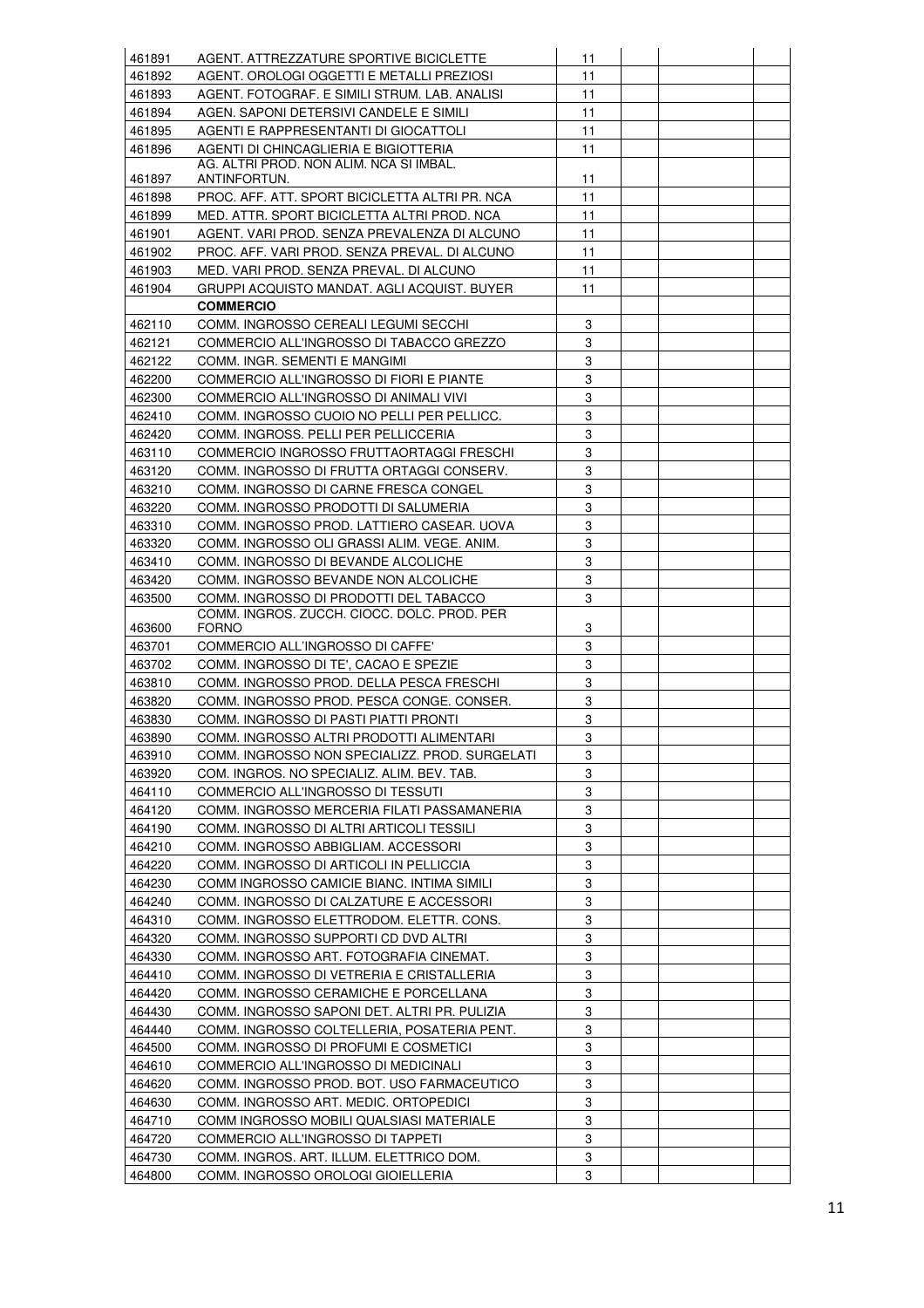| | | | | | |
|---|---|---|---|---|---|
| 461891 | AGENT. ATTREZZATURE SPORTIVE BICICLETTE | 11 | | | |
| 461892 | AGENT. OROLOGI OGGETTI E METALLI PREZIOSI | 11 | | | |
| 461893 | AGENT. FOTOGRAF. E SIMILI STRUM. LAB. ANALISI | 11 | | | |
| 461894 | AGEN. SAPONI DETERSIVI CANDELE E SIMILI | 11 | | | |
| 461895 | AGENTI E RAPPRESENTANTI DI GIOCATTOLI | 11 | | | |
| 461896 | AGENTI DI CHINCAGLIERIA E BIGIOTTERIA | 11 | | | |
| 461897 | AG. ALTRI PROD. NON ALIM. NCA SI IMBAL. ANTINFORTUN. | 11 | | | |
| 461898 | PROC. AFF. ATT. SPORT BICICLETTA ALTRI PR. NCA | 11 | | | |
| 461899 | MED. ATTR. SPORT BICICLETTA ALTRI PROD. NCA | 11 | | | |
| 461901 | AGENT. VARI PROD. SENZA PREVALENZA DI ALCUNO | 11 | | | |
| 461902 | PROC. AFF. VARI PROD. SENZA PREVAL. DI ALCUNO | 11 | | | |
| 461903 | MED. VARI PROD. SENZA PREVAL. DI ALCUNO | 11 | | | |
| 461904 | GRUPPI ACQUISTO MANDAT. AGLI ACQUIST. BUYER | 11 | | | |
| | **COMMERCIO** | | | | |
| 462110 | COMM. INGROSSO CEREALI LEGUMI SECCHI | 3 | | | |
| 462121 | COMMERCIO ALL'INGROSSO DI TABACCO GREZZO | 3 | | | |
| 462122 | COMM. INGR. SEMENTI E MANGIMI | 3 | | | |
| 462200 | COMMERCIO ALL'INGROSSO DI FIORI E PIANTE | 3 | | | |
| 462300 | COMMERCIO ALL'INGROSSO DI ANIMALI VIVI | 3 | | | |
| 462410 | COMM. INGROSSO CUOIO NO PELLI PER PELLICC. | 3 | | | |
| 462420 | COMM. INGROSS. PELLI PER PELLICCERIA | 3 | | | |
| 463110 | COMMERCIO INGROSSO FRUTTAORTAGGI FRESCHI | 3 | | | |
| 463120 | COMM. INGROSSO DI FRUTTA ORTAGGI CONSERV. | 3 | | | |
| 463210 | COMM. INGROSSO DI CARNE FRESCA CONGEL | 3 | | | |
| 463220 | COMM. INGROSSO PRODOTTI DI SALUMERIA | 3 | | | |
| 463310 | COMM. INGROSSO PROD. LATTIERO CASEAR. UOVA | 3 | | | |
| 463320 | COMM. INGROSSO OLI GRASSI ALIM. VEGE. ANIM. | 3 | | | |
| 463410 | COMM. INGROSSO DI BEVANDE ALCOLICHE | 3 | | | |
| 463420 | COMM. INGROSSO BEVANDE NON ALCOLICHE | 3 | | | |
| 463500 | COMM. INGROSSO DI PRODOTTI DEL TABACCO | 3 | | | |
| 463600 | COMM. INGROS. ZUCCH. CIOCC. DOLC. PROD. PER FORNO | 3 | | | |
| 463701 | COMMERCIO ALL'INGROSSO DI CAFFE' | 3 | | | |
| 463702 | COMM. INGROSSO DI TE', CACAO E SPEZIE | 3 | | | |
| 463810 | COMM. INGROSSO PROD. DELLA PESCA FRESCHI | 3 | | | |
| 463820 | COMM. INGROSSO PROD. PESCA CONGE. CONSER. | 3 | | | |
| 463830 | COMM. INGROSSO DI PASTI PIATTI PRONTI | 3 | | | |
| 463890 | COMM. INGROSSO ALTRI PRODOTTI ALIMENTARI | 3 | | | |
| 463910 | COMM. INGROSSO NON SPECIALIZZ. PROD. SURGELATI | 3 | | | |
| 463920 | COM. INGROS. NO SPECIALIZ. ALIM. BEV. TAB. | 3 | | | |
| 464110 | COMMERCIO ALL'INGROSSO DI TESSUTI | 3 | | | |
| 464120 | COMM. INGROSSO MERCERIA FILATI PASSAMANERIA | 3 | | | |
| 464190 | COMM. INGROSSO DI ALTRI ARTICOLI TESSILI | 3 | | | |
| 464210 | COMM. INGROSSO ABBIGLIAM. ACCESSORI | 3 | | | |
| 464220 | COMM. INGROSSO DI ARTICOLI IN PELLICCIA | 3 | | | |
| 464230 | COMM INGROSSO CAMICIE BIANC. INTIMA SIMILI | 3 | | | |
| 464240 | COMM. INGROSSO DI CALZATURE E ACCESSORI | 3 | | | |
| 464310 | COMM. INGROSSO ELETTRODOM. ELETTR. CONS. | 3 | | | |
| 464320 | COMM. INGROSSO SUPPORTI CD DVD ALTRI | 3 | | | |
| 464330 | COMM. INGROSSO ART. FOTOGRAFIA CINEMAT. | 3 | | | |
| 464410 | COMM. INGROSSO DI VETRERIA E CRISTALLERIA | 3 | | | |
| 464420 | COMM. INGROSSO CERAMICHE E PORCELLANA | 3 | | | |
| 464430 | COMM. INGROSSO SAPONI DET. ALTRI PR. PULIZIA | 3 | | | |
| 464440 | COMM. INGROSSO COLTELLERIA, POSATERIA PENT. | 3 | | | |
| 464500 | COMM. INGROSSO DI PROFUMI E COSMETICI | 3 | | | |
| 464610 | COMMERCIO ALL'INGROSSO DI MEDICINALI | 3 | | | |
| 464620 | COMM. INGROSSO PROD. BOT. USO FARMACEUTICO | 3 | | | |
| 464630 | COMM. INGROSSO ART. MEDIC. ORTOPEDICI | 3 | | | |
| 464710 | COMM INGROSSO MOBILI QUALSIASI MATERIALE | 3 | | | |
| 464720 | COMMERCIO ALL'INGROSSO DI TAPPETI | 3 | | | |
| 464730 | COMM. INGROS. ART. ILLUM. ELETTRICO DOM. | 3 | | | |
| 464800 | COMM. INGROSSO OROLOGI GIOIELLERIA | 3 | | | |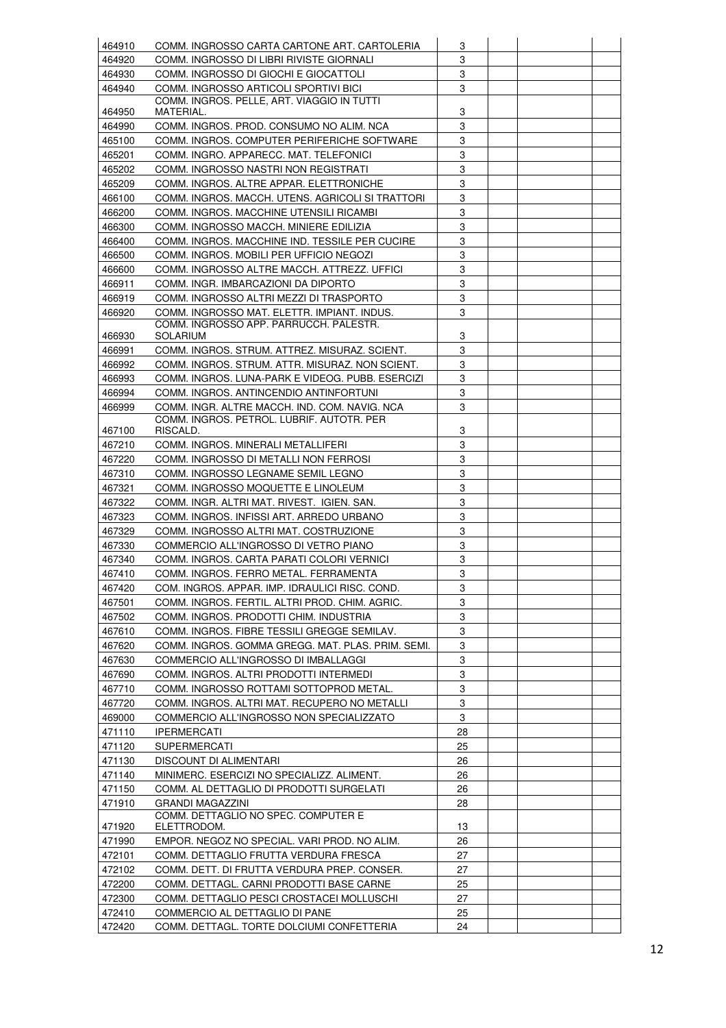| | | | | | |
|---|---|---|---|---|---|
| 464910 | COMM. INGROSSO CARTA CARTONE ART. CARTOLERIA | 3 | | | |
| 464920 | COMM. INGROSSO DI LIBRI RIVISTE GIORNALI | 3 | | | |
| 464930 | COMM. INGROSSO DI GIOCHI E GIOCATTOLI | 3 | | | |
| 464940 | COMM. INGROSSO ARTICOLI SPORTIVI BICI | 3 | | | |
| 464950 | COMM. INGROS. PELLE, ART. VIAGGIO IN TUTTI MATERIAL. | 3 | | | |
| 464990 | COMM. INGROS. PROD. CONSUMO NO ALIM. NCA | 3 | | | |
| 465100 | COMM. INGROS. COMPUTER PERIFERICHE SOFTWARE | 3 | | | |
| 465201 | COMM. INGRO. APPARECC. MAT. TELEFONICI | 3 | | | |
| 465202 | COMM. INGROSSO NASTRI NON REGISTRATI | 3 | | | |
| 465209 | COMM. INGROS. ALTRE APPAR. ELETTRONICHE | 3 | | | |
| 466100 | COMM. INGROS. MACCH. UTENS. AGRICOLI SI TRATTORI | 3 | | | |
| 466200 | COMM. INGROS. MACCHINE UTENSILI RICAMBI | 3 | | | |
| 466300 | COMM. INGROSSO MACCH. MINIERE EDILIZIA | 3 | | | |
| 466400 | COMM. INGROS. MACCHINE IND. TESSILE PER CUCIRE | 3 | | | |
| 466500 | COMM. INGROS. MOBILI PER UFFICIO NEGOZI | 3 | | | |
| 466600 | COMM. INGROSSO ALTRE MACCH. ATTREZZ. UFFICI | 3 | | | |
| 466911 | COMM. INGR. IMBARCAZIONI DA DIPORTO | 3 | | | |
| 466919 | COMM. INGROSSO ALTRI MEZZI DI TRASPORTO | 3 | | | |
| 466920 | COMM. INGROSSO MAT. ELETTR. IMPIANT. INDUS. | 3 | | | |
| 466930 | COMM. INGROSSO APP. PARRUCCH. PALESTR. SOLARIUM | 3 | | | |
| 466991 | COMM. INGROS. STRUM. ATTREZ. MISURAZ. SCIENT. | 3 | | | |
| 466992 | COMM. INGROS. STRUM. ATTR. MISURAZ. NON SCIENT. | 3 | | | |
| 466993 | COMM. INGROS. LUNA-PARK E VIDEOG. PUBB. ESERCIZI | 3 | | | |
| 466994 | COMM. INGROS. ANTINCENDIO ANTINFORTUNI | 3 | | | |
| 466999 | COMM. INGR. ALTRE MACCH. IND. COM. NAVIG. NCA | 3 | | | |
| 467100 | COMM. INGROS. PETROL. LUBRIF. AUTOTR. PER RISCALD. | 3 | | | |
| 467210 | COMM. INGROS. MINERALI METALLIFERI | 3 | | | |
| 467220 | COMM. INGROSSO DI METALLI NON FERROSI | 3 | | | |
| 467310 | COMM. INGROSSO LEGNAME SEMIL LEGNO | 3 | | | |
| 467321 | COMM. INGROSSO MOQUETTE E LINOLEUM | 3 | | | |
| 467322 | COMM. INGR. ALTRI MAT. RIVEST. IGIEN. SAN. | 3 | | | |
| 467323 | COMM. INGROS. INFISSI ART. ARREDO URBANO | 3 | | | |
| 467329 | COMM. INGROSSO ALTRI MAT. COSTRUZIONE | 3 | | | |
| 467330 | COMMERCIO ALL'INGROSSO DI VETRO PIANO | 3 | | | |
| 467340 | COMM. INGROS. CARTA PARATI COLORI VERNICI | 3 | | | |
| 467410 | COMM. INGROS. FERRO METAL. FERRAMENTA | 3 | | | |
| 467420 | COM. INGROS. APPAR. IMP. IDRAULICI RISC. COND. | 3 | | | |
| 467501 | COMM. INGROS. FERTIL. ALTRI PROD. CHIM. AGRIC. | 3 | | | |
| 467502 | COMM. INGROS. PRODOTTI CHIM. INDUSTRIA | 3 | | | |
| 467610 | COMM. INGROS. FIBRE TESSILI GREGGE SEMILAV. | 3 | | | |
| 467620 | COMM. INGROS. GOMMA GREGG. MAT. PLAS. PRIM. SEMI. | 3 | | | |
| 467630 | COMMERCIO ALL'INGROSSO DI IMBALLAGGI | 3 | | | |
| 467690 | COMM. INGROS. ALTRI PRODOTTI INTERMEDI | 3 | | | |
| 467710 | COMM. INGROSSO ROTTAMI SOTTOPROD METAL. | 3 | | | |
| 467720 | COMM. INGROS. ALTRI MAT. RECUPERO NO METALLI | 3 | | | |
| 469000 | COMMERCIO ALL'INGROSSO NON SPECIALIZZATO | 3 | | | |
| 471110 | IPERMERCATI | 28 | | | |
| 471120 | SUPERMERCATI | 25 | | | |
| 471130 | DISCOUNT DI ALIMENTARI | 26 | | | |
| 471140 | MINIMERC. ESERCIZI NO SPECIALIZZ. ALIMENT. | 26 | | | |
| 471150 | COMM. AL DETTAGLIO DI PRODOTTI SURGELATI | 26 | | | |
| 471910 | GRANDI MAGAZZINI | 28 | | | |
| 471920 | COMM. DETTAGLIO NO SPEC. COMPUTER E ELETTRODOM. | 13 | | | |
| 471990 | EMPOR. NEGOZ NO SPECIAL. VARI PROD. NO ALIM. | 26 | | | |
| 472101 | COMM. DETTAGLIO FRUTTA VERDURA FRESCA | 27 | | | |
| 472102 | COMM. DETT. DI FRUTTA VERDURA PREP. CONSER. | 27 | | | |
| 472200 | COMM. DETTAGL. CARNI PRODOTTI BASE CARNE | 25 | | | |
| 472300 | COMM. DETTAGLIO PESCI CROSTACEI MOLLUSCHI | 27 | | | |
| 472410 | COMMERCIO AL DETTAGLIO DI PANE | 25 | | | |
| 472420 | COMM. DETTAGL. TORTE DOLCIUMI CONFETTERIA | 24 | | | |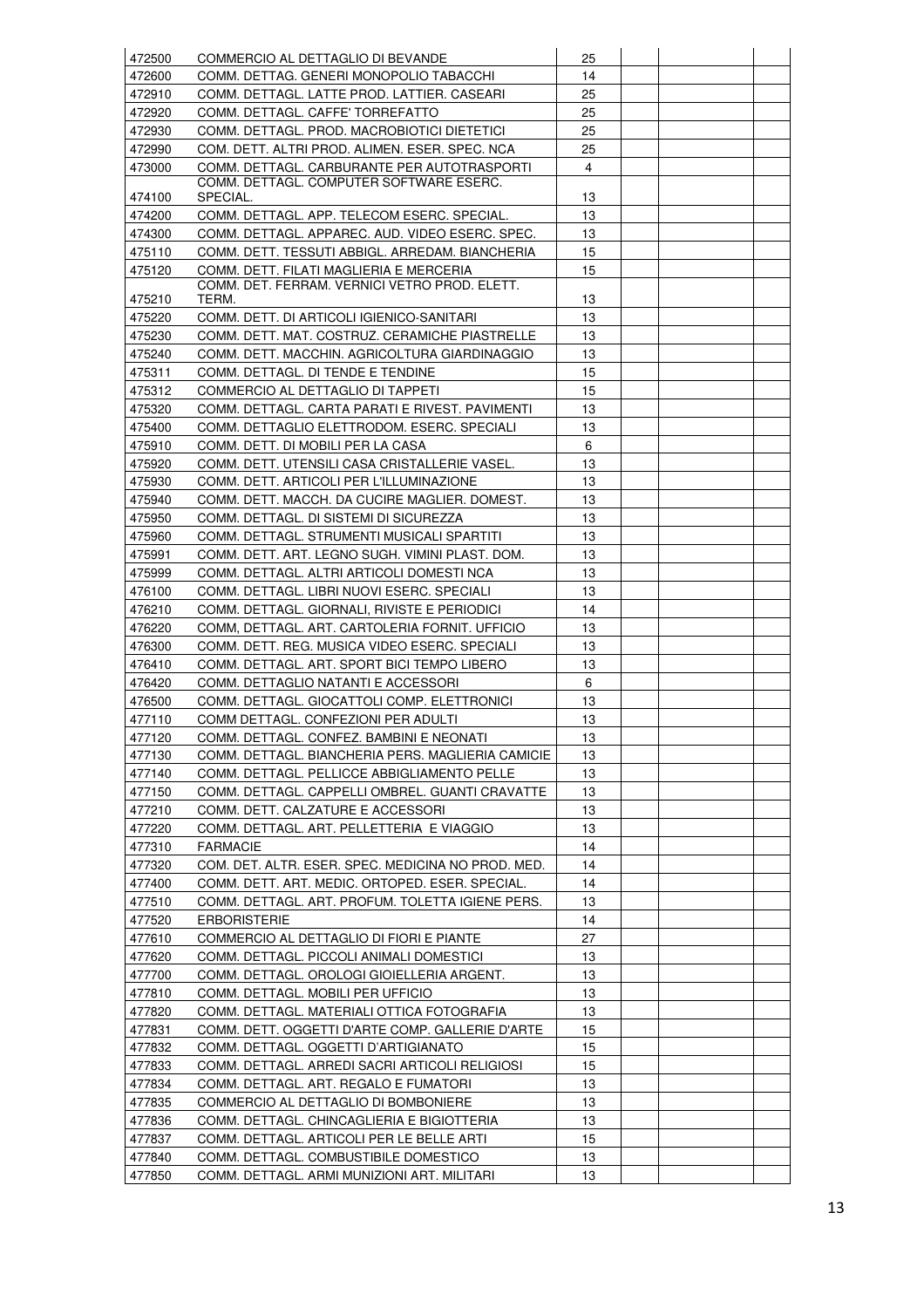| | | | | | |
|---|---|---|---|---|---|
| 472500 | COMMERCIO AL DETTAGLIO DI BEVANDE | 25 | | | |
| 472600 | COMM. DETTAG. GENERI MONOPOLIO TABACCHI | 14 | | | |
| 472910 | COMM. DETTAGL. LATTE PROD. LATTIER. CASEARI | 25 | | | |
| 472920 | COMM. DETTAGL. CAFFE' TORREFATTO | 25 | | | |
| 472930 | COMM. DETTAGL. PROD. MACROBIOTICI DIETETICI | 25 | | | |
| 472990 | COM. DETT. ALTRI PROD. ALIMEN. ESER. SPEC. NCA | 25 | | | |
| 473000 | COMM. DETTAGL. CARBURANTE PER AUTOTRASPORTI | 4 | | | |
| 474100 | COMM. DETTAGL. COMPUTER SOFTWARE ESERC. SPECIAL. | 13 | | | |
| 474200 | COMM. DETTAGL. APP. TELECOM ESERC. SPECIAL. | 13 | | | |
| 474300 | COMM. DETTAGL. APPAREC. AUD. VIDEO ESERC. SPEC. | 13 | | | |
| 475110 | COMM. DETT. TESSUTI ABBIGL. ARREDAM. BIANCHERIA | 15 | | | |
| 475120 | COMM. DETT. FILATI MAGLIERIA E MERCERIA | 15 | | | |
| 475210 | COMM. DET. FERRAM. VERNICI VETRO PROD. ELETT. TERM. | 13 | | | |
| 475220 | COMM. DETT. DI ARTICOLI IGIENICO-SANITARI | 13 | | | |
| 475230 | COMM. DETT. MAT. COSTRUZ. CERAMICHE PIASTRELLE | 13 | | | |
| 475240 | COMM. DETT. MACCHIN. AGRICOLTURA GIARDINAGGIO | 13 | | | |
| 475311 | COMM. DETTAGL. DI TENDE E TENDINE | 15 | | | |
| 475312 | COMMERCIO AL DETTAGLIO DI TAPPETI | 15 | | | |
| 475320 | COMM. DETTAGL. CARTA PARATI E RIVEST. PAVIMENTI | 13 | | | |
| 475400 | COMM. DETTAGLIO ELETTRODOM. ESERC. SPECIALI | 13 | | | |
| 475910 | COMM. DETT. DI MOBILI PER LA CASA | 6 | | | |
| 475920 | COMM. DETT. UTENSILI CASA CRISTALLERIE VASEL. | 13 | | | |
| 475930 | COMM. DETT. ARTICOLI PER L'ILLUMINAZIONE | 13 | | | |
| 475940 | COMM. DETT. MACCH. DA CUCIRE MAGLIER. DOMEST. | 13 | | | |
| 475950 | COMM. DETTAGL. DI SISTEMI DI SICUREZZA | 13 | | | |
| 475960 | COMM. DETTAGL. STRUMENTI MUSICALI SPARTITI | 13 | | | |
| 475991 | COMM. DETT. ART. LEGNO SUGH. VIMINI PLAST. DOM. | 13 | | | |
| 475999 | COMM. DETTAGL. ALTRI ARTICOLI DOMESTI NCA | 13 | | | |
| 476100 | COMM. DETTAGL. LIBRI NUOVI ESERC. SPECIALI | 13 | | | |
| 476210 | COMM. DETTAGL. GIORNALI, RIVISTE E PERIODICI | 14 | | | |
| 476220 | COMM, DETTAGL. ART. CARTOLERIA FORNIT. UFFICIO | 13 | | | |
| 476300 | COMM. DETT. REG. MUSICA VIDEO ESERC. SPECIALI | 13 | | | |
| 476410 | COMM. DETTAGL. ART. SPORT BICI TEMPO LIBERO | 13 | | | |
| 476420 | COMM. DETTAGLIO NATANTI E ACCESSORI | 6 | | | |
| 476500 | COMM. DETTAGL. GIOCATTOLI COMP. ELETTRONICI | 13 | | | |
| 477110 | COMM DETTAGL. CONFEZIONI PER ADULTI | 13 | | | |
| 477120 | COMM. DETTAGL. CONFEZ. BAMBINI E NEONATI | 13 | | | |
| 477130 | COMM. DETTAGL. BIANCHERIA PERS. MAGLIERIA CAMICIE | 13 | | | |
| 477140 | COMM. DETTAGL. PELLICCE ABBIGLIAMENTO PELLE | 13 | | | |
| 477150 | COMM. DETTAGL. CAPPELLI OMBREL. GUANTI CRAVATTE | 13 | | | |
| 477210 | COMM. DETT. CALZATURE E ACCESSORI | 13 | | | |
| 477220 | COMM. DETTAGL. ART. PELLETTERIA E VIAGGIO | 13 | | | |
| 477310 | FARMACIE | 14 | | | |
| 477320 | COM. DET. ALTR. ESER. SPEC. MEDICINA NO PROD. MED. | 14 | | | |
| 477400 | COMM. DETT. ART. MEDIC. ORTOPED. ESER. SPECIAL. | 14 | | | |
| 477510 | COMM. DETTAGL. ART. PROFUM. TOLETTA IGIENE PERS. | 13 | | | |
| 477520 | ERBORISTERIE | 14 | | | |
| 477610 | COMMERCIO AL DETTAGLIO DI FIORI E PIANTE | 27 | | | |
| 477620 | COMM. DETTAGL. PICCOLI ANIMALI DOMESTICI | 13 | | | |
| 477700 | COMM. DETTAGL. OROLOGI GIOIELLERIA ARGENT. | 13 | | | |
| 477810 | COMM. DETTAGL. MOBILI PER UFFICIO | 13 | | | |
| 477820 | COMM. DETTAGL. MATERIALI OTTICA FOTOGRAFIA | 13 | | | |
| 477831 | COMM. DETT. OGGETTI D'ARTE COMP. GALLERIE D'ARTE | 15 | | | |
| 477832 | COMM. DETTAGL. OGGETTI D'ARTIGIANATO | 15 | | | |
| 477833 | COMM. DETTAGL. ARREDI SACRI ARTICOLI RELIGIOSI | 15 | | | |
| 477834 | COMM. DETTAGL. ART. REGALO E FUMATORI | 13 | | | |
| 477835 | COMMERCIO AL DETTAGLIO DI BOMBONIERE | 13 | | | |
| 477836 | COMM. DETTAGL. CHINCAGLIERIA E BIGIOTTERIA | 13 | | | |
| 477837 | COMM. DETTAGL. ARTICOLI PER LE BELLE ARTI | 15 | | | |
| 477840 | COMM. DETTAGL. COMBUSTIBILE DOMESTICO | 13 | | | |
| 477850 | COMM. DETTAGL. ARMI MUNIZIONI ART. MILITARI | 13 | | | |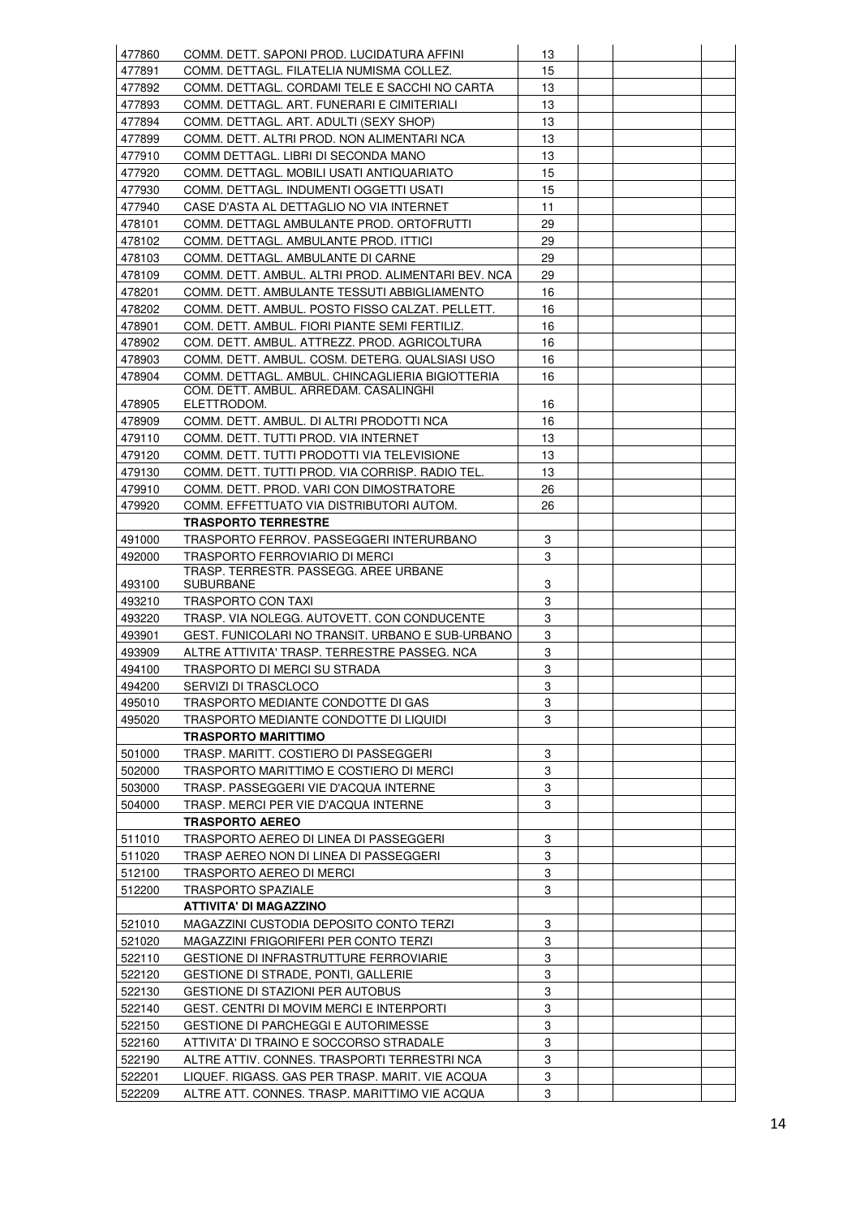| | | | | | |
|---|---|---|---|---|---|
| 477860 | COMM. DETT. SAPONI PROD. LUCIDATURA AFFINI | 13 | | | |
| 477891 | COMM. DETTAGL. FILATELIA NUMISMA COLLEZ. | 15 | | | |
| 477892 | COMM. DETTAGL. CORDAMI TELE E SACCHI NO CARTA | 13 | | | |
| 477893 | COMM. DETTAGL. ART. FUNERARI E CIMITERIALI | 13 | | | |
| 477894 | COMM. DETTAGL. ART. ADULTI (SEXY SHOP) | 13 | | | |
| 477899 | COMM. DETT. ALTRI PROD. NON ALIMENTARI NCA | 13 | | | |
| 477910 | COMM DETTAGL. LIBRI DI SECONDA MANO | 13 | | | |
| 477920 | COMM. DETTAGL. MOBILI USATI ANTIQUARIATO | 15 | | | |
| 477930 | COMM. DETTAGL. INDUMENTI OGGETTI USATI | 15 | | | |
| 477940 | CASE D'ASTA AL DETTAGLIO NO VIA INTERNET | 11 | | | |
| 478101 | COMM. DETTAGL AMBULANTE PROD. ORTOFRUTTI | 29 | | | |
| 478102 | COMM. DETTAGL. AMBULANTE PROD. ITTICI | 29 | | | |
| 478103 | COMM. DETTAGL. AMBULANTE DI CARNE | 29 | | | |
| 478109 | COMM. DETT. AMBUL. ALTRI PROD. ALIMENTARI BEV. NCA | 29 | | | |
| 478201 | COMM. DETT. AMBULANTE TESSUTI ABBIGLIAMENTO | 16 | | | |
| 478202 | COMM. DETT. AMBUL. POSTO FISSO CALZAT. PELLETT. | 16 | | | |
| 478901 | COM. DETT. AMBUL. FIORI PIANTE SEMI FERTILIZ. | 16 | | | |
| 478902 | COM. DETT. AMBUL. ATTREZZ. PROD. AGRICOLTURA | 16 | | | |
| 478903 | COMM. DETT. AMBUL. COSM. DETERG. QUALSIASI USO | 16 | | | |
| 478904 | COMM. DETTAGL. AMBUL. CHINCAGLIERIA BIGIOTTERIA | 16 | | | |
| 478905 | COM. DETT. AMBUL. ARREDAM. CASALINGHI ELETTRODOM. | 16 | | | |
| 478909 | COMM. DETT. AMBUL. DI ALTRI PRODOTTI NCA | 16 | | | |
| 479110 | COMM. DETT. TUTTI PROD. VIA INTERNET | 13 | | | |
| 479120 | COMM. DETT. TUTTI PRODOTTI VIA TELEVISIONE | 13 | | | |
| 479130 | COMM. DETT. TUTTI PROD. VIA CORRISP. RADIO TEL. | 13 | | | |
| 479910 | COMM. DETT. PROD. VARI CON DIMOSTRATORE | 26 | | | |
| 479920 | COMM. EFFETTUATO VIA DISTRIBUTORI AUTOM. | 26 | | | |
| | **TRASPORTO TERRESTRE** | | | | |
| 491000 | TRASPORTO FERROV. PASSEGGERI INTERURBANO | 3 | | | |
| 492000 | TRASPORTO FERROVIARIO DI MERCI | 3 | | | |
| 493100 | TRASP. TERRESTR. PASSEGG. AREE URBANE SUBURBANE | 3 | | | |
| 493210 | TRASPORTO CON TAXI | 3 | | | |
| 493220 | TRASP. VIA NOLEGG. AUTOVETT. CON CONDUCENTE | 3 | | | |
| 493901 | GEST. FUNICOLARI NO TRANSIT. URBANO E SUB-URBANO | 3 | | | |
| 493909 | ALTRE ATTIVITA' TRASP. TERRESTRE PASSEG. NCA | 3 | | | |
| 494100 | TRASPORTO DI MERCI SU STRADA | 3 | | | |
| 494200 | SERVIZI DI TRASCLOCO | 3 | | | |
| 495010 | TRASPORTO MEDIANTE CONDOTTE DI GAS | 3 | | | |
| 495020 | TRASPORTO MEDIANTE CONDOTTE DI LIQUIDI | 3 | | | |
| | **TRASPORTO MARITTIMO** | | | | |
| 501000 | TRASP. MARITT. COSTIERO DI PASSEGGERI | 3 | | | |
| 502000 | TRASPORTO MARITTIMO E COSTIERO DI MERCI | 3 | | | |
| 503000 | TRASP. PASSEGGERI VIE D'ACQUA INTERNE | 3 | | | |
| 504000 | TRASP. MERCI PER VIE D'ACQUA INTERNE | 3 | | | |
| | **TRASPORTO AEREO** | | | | |
| 511010 | TRASPORTO AEREO DI LINEA DI PASSEGGERI | 3 | | | |
| 511020 | TRASP AEREO NON DI LINEA DI PASSEGGERI | 3 | | | |
| 512100 | TRASPORTO AEREO DI MERCI | 3 | | | |
| 512200 | TRASPORTO SPAZIALE | 3 | | | |
| | **ATTIVITA' DI MAGAZZINO** | | | | |
| 521010 | MAGAZZINI CUSTODIA DEPOSITO CONTO TERZI | 3 | | | |
| 521020 | MAGAZZINI FRIGORIFERI PER CONTO TERZI | 3 | | | |
| 522110 | GESTIONE DI INFRASTRUTTURE FERROVIARIE | 3 | | | |
| 522120 | GESTIONE DI STRADE, PONTI, GALLERIE | 3 | | | |
| 522130 | GESTIONE DI STAZIONI PER AUTOBUS | 3 | | | |
| 522140 | GEST. CENTRI DI MOVIM MERCI E INTERPORTI | 3 | | | |
| 522150 | GESTIONE DI PARCHEGGI E AUTORIMESSE | 3 | | | |
| 522160 | ATTIVITA' DI TRAINO E SOCCORSO STRADALE | 3 | | | |
| 522190 | ALTRE ATTIV. CONNES. TRASPORTI TERRESTRI NCA | 3 | | | |
| 522201 | LIQUEF. RIGASS. GAS PER TRASP. MARIT. VIE ACQUA | 3 | | | |
| 522209 | ALTRE ATT. CONNES. TRASP. MARITTIMO VIE ACQUA | 3 | | | |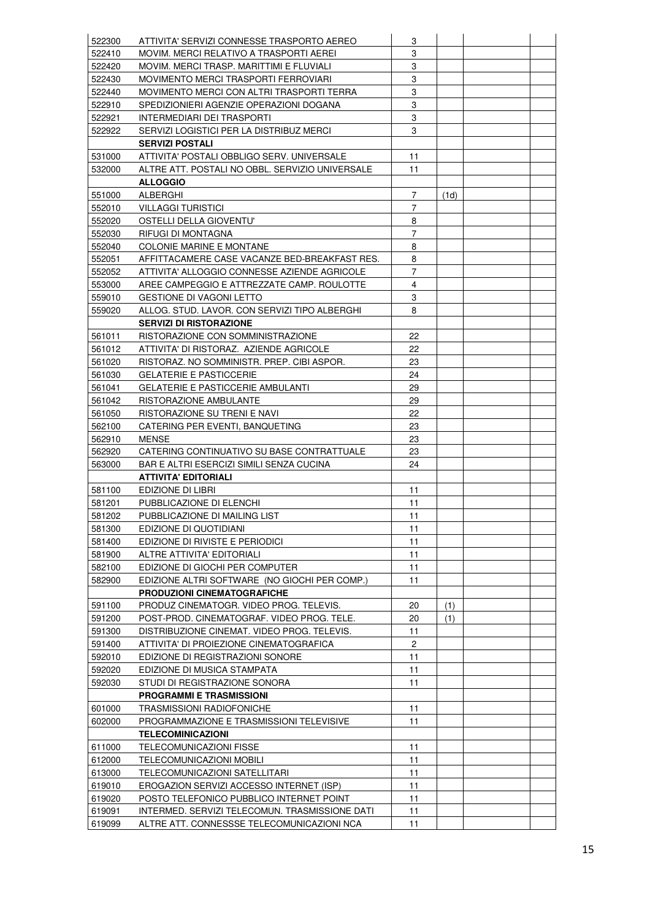| | | | | | |
|---|---|---|---|---|---|
| 522300 | ATTIVITA' SERVIZI CONNESSE TRASPORTO AEREO | 3 | | | |
| 522410 | MOVIM. MERCI RELATIVO A TRASPORTI AEREI | 3 | | | |
| 522420 | MOVIM. MERCI TRASP. MARITTIMI E FLUVIALI | 3 | | | |
| 522430 | MOVIMENTO MERCI TRASPORTI FERROVIARI | 3 | | | |
| 522440 | MOVIMENTO MERCI CON ALTRI TRASPORTI TERRA | 3 | | | |
| 522910 | SPEDIZIONIERI AGENZIE OPERAZIONI DOGANA | 3 | | | |
| 522921 | INTERMEDIARI DEI TRASPORTI | 3 | | | |
| 522922 | SERVIZI LOGISTICI PER LA DISTRIBUZ MERCI | 3 | | | |
| | **SERVIZI POSTALI** | | | | |
| 531000 | ATTIVITA' POSTALI OBBLIGO SERV. UNIVERSALE | 11 | | | |
| 532000 | ALTRE ATT. POSTALI NO OBBL. SERVIZIO UNIVERSALE | 11 | | | |
| | **ALLOGGIO** | | | | |
| 551000 | ALBERGHI | 7 | (1d) | | |
| 552010 | VILLAGGI TURISTICI | 7 | | | |
| 552020 | OSTELLI DELLA GIOVENTU' | 8 | | | |
| 552030 | RIFUGI DI MONTAGNA | 7 | | | |
| 552040 | COLONIE MARINE E MONTANE | 8 | | | |
| 552051 | AFFITTACAMERE CASE VACANZE BED-BREAKFAST RES. | 8 | | | |
| 552052 | ATTIVITA' ALLOGGIO CONNESSE AZIENDE AGRICOLE | 7 | | | |
| 553000 | AREE CAMPEGGIO E ATTREZZATE CAMP. ROULOTTE | 4 | | | |
| 559010 | GESTIONE DI VAGONI LETTO | 3 | | | |
| 559020 | ALLOG. STUD. LAVOR. CON SERVIZI TIPO ALBERGHI | 8 | | | |
| | **SERVIZI DI RISTORAZIONE** | | | | |
| 561011 | RISTORAZIONE CON SOMMINISTRAZIONE | 22 | | | |
| 561012 | ATTIVITA' DI RISTORAZ. AZIENDE AGRICOLE | 22 | | | |
| 561020 | RISTORAZ. NO SOMMINISTR. PREP. CIBI ASPOR. | 23 | | | |
| 561030 | GELATERIE E PASTICCERIE | 24 | | | |
| 561041 | GELATERIE E PASTICCERIE AMBULANTI | 29 | | | |
| 561042 | RISTORAZIONE AMBULANTE | 29 | | | |
| 561050 | RISTORAZIONE SU TRENI E NAVI | 22 | | | |
| 562100 | CATERING PER EVENTI, BANQUETING | 23 | | | |
| 562910 | MENSE | 23 | | | |
| 562920 | CATERING CONTINUATIVO SU BASE CONTRATTUALE | 23 | | | |
| 563000 | BAR E ALTRI ESERCIZI SIMILI SENZA CUCINA | 24 | | | |
| | **ATTIVITA' EDITORIALI** | | | | |
| 581100 | EDIZIONE DI LIBRI | 11 | | | |
| 581201 | PUBBLICAZIONE DI ELENCHI | 11 | | | |
| 581202 | PUBBLICAZIONE DI MAILING LIST | 11 | | | |
| 581300 | EDIZIONE DI QUOTIDIANI | 11 | | | |
| 581400 | EDIZIONE DI RIVISTE E PERIODICI | 11 | | | |
| 581900 | ALTRE ATTIVITA' EDITORIALI | 11 | | | |
| 582100 | EDIZIONE DI GIOCHI PER COMPUTER | 11 | | | |
| 582900 | EDIZIONE ALTRI SOFTWARE (NO GIOCHI PER COMP.) | 11 | | | |
| | **PRODUZIONI CINEMATOGRAFICHE** | | | | |
| 591100 | PRODUZ CINEMATOGR. VIDEO PROG. TELEVIS. | 20 | (1) | | |
| 591200 | POST-PROD. CINEMATOGRAF. VIDEO PROG. TELE. | 20 | (1) | | |
| 591300 | DISTRIBUZIONE CINEMAT. VIDEO PROG. TELEVIS. | 11 | | | |
| 591400 | ATTIVITA' DI PROIEZIONE CINEMATOGRAFICA | 2 | | | |
| 592010 | EDIZIONE DI REGISTRAZIONI SONORE | 11 | | | |
| 592020 | EDIZIONE DI MUSICA STAMPATA | 11 | | | |
| 592030 | STUDI DI REGISTRAZIONE SONORA | 11 | | | |
| | **PROGRAMMI E TRASMISSIONI** | | | | |
| 601000 | TRASMISSIONI RADIOFONICHE | 11 | | | |
| 602000 | PROGRAMMAZIONE E TRASMISSIONI TELEVISIVE | 11 | | | |
| | **TELECOMINICAZIONI** | | | | |
| 611000 | TELECOMUNICAZIONI FISSE | 11 | | | |
| 612000 | TELECOMUNICAZIONI MOBILI | 11 | | | |
| 613000 | TELECOMUNICAZIONI SATELLITARI | 11 | | | |
| 619010 | EROGAZION SERVIZI ACCESSO INTERNET (ISP) | 11 | | | |
| 619020 | POSTO TELEFONICO PUBBLICO INTERNET POINT | 11 | | | |
| 619091 | INTERMED. SERVIZI TELECOMUN. TRASMISSIONE DATI | 11 | | | |
| 619099 | ALTRE ATT. CONNESSSE TELECOMUNICAZIONI NCA | 11 | | | |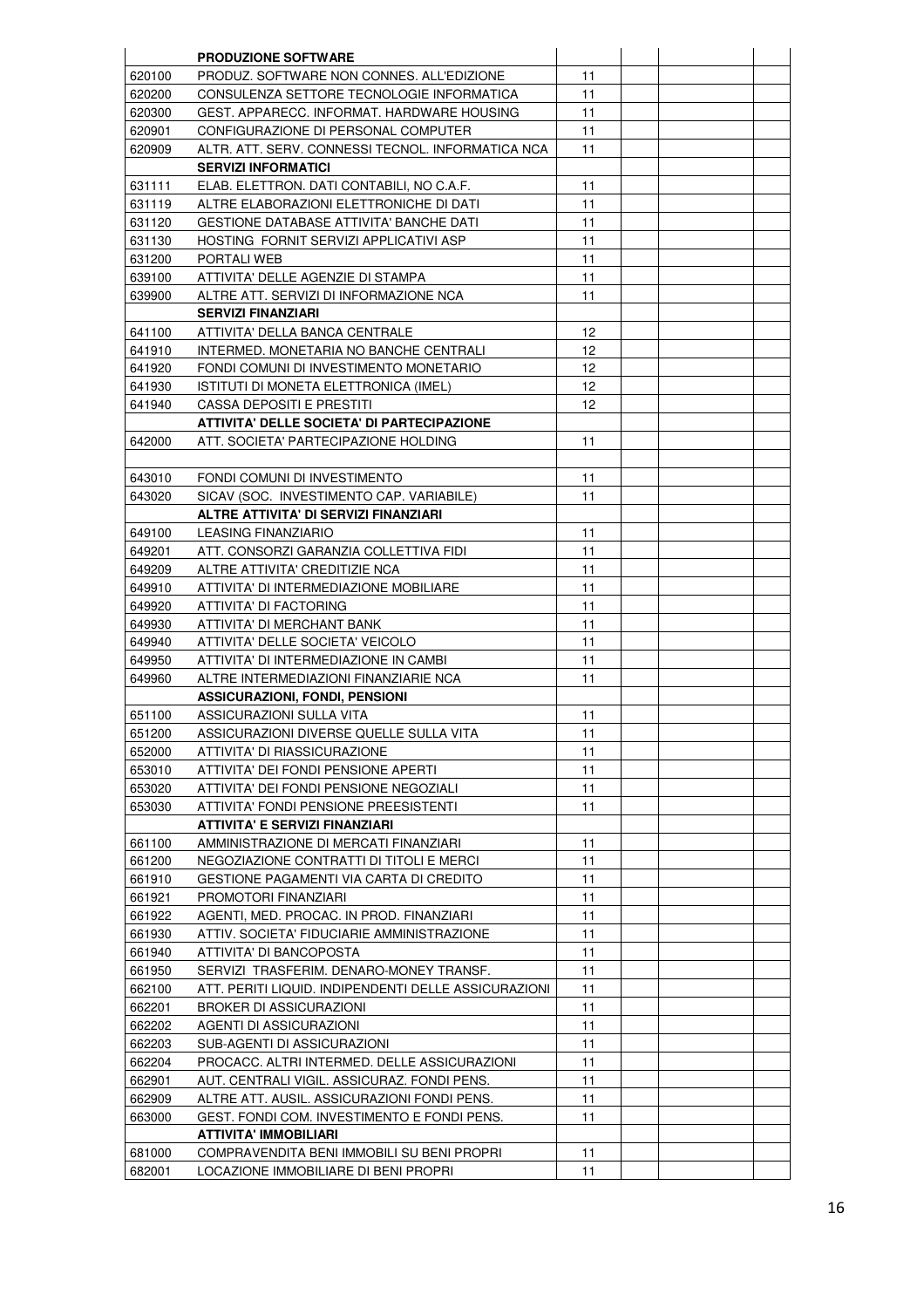| | | | | | |
|---|---|---|---|---|---|
| | **PRODUZIONE SOFTWARE** | | | | |
| 620100 | PRODUZ. SOFTWARE NON CONNES. ALL'EDIZIONE | 11 | | | |
| 620200 | CONSULENZA SETTORE TECNOLOGIE INFORMATICA | 11 | | | |
| 620300 | GEST. APPARECC. INFORMAT. HARDWARE HOUSING | 11 | | | |
| 620901 | CONFIGURAZIONE DI PERSONAL COMPUTER | 11 | | | |
| 620909 | ALTR. ATT. SERV. CONNESSI TECNOL. INFORMATICA NCA | 11 | | | |
| | **SERVIZI INFORMATICI** | | | | |
| 631111 | ELAB. ELETTRON. DATI CONTABILI, NO C.A.F. | 11 | | | |
| 631119 | ALTRE ELABORAZIONI ELETTRONICHE DI DATI | 11 | | | |
| 631120 | GESTIONE DATABASE ATTIVITA' BANCHE DATI | 11 | | | |
| 631130 | HOSTING FORNIT SERVIZI APPLICATIVI ASP | 11 | | | |
| 631200 | PORTALI WEB | 11 | | | |
| 639100 | ATTIVITA' DELLE AGENZIE DI STAMPA | 11 | | | |
| 639900 | ALTRE ATT. SERVIZI DI INFORMAZIONE NCA | 11 | | | |
| | **SERVIZI FINANZIARI** | | | | |
| 641100 | ATTIVITA' DELLA BANCA CENTRALE | 12 | | | |
| 641910 | INTERMED. MONETARIA NO BANCHE CENTRALI | 12 | | | |
| 641920 | FONDI COMUNI DI INVESTIMENTO MONETARIO | 12 | | | |
| 641930 | ISTITUTI DI MONETA ELETTRONICA (IMEL) | 12 | | | |
| 641940 | CASSA DEPOSITI E PRESTITI | 12 | | | |
| | **ATTIVITA' DELLE SOCIETA' DI PARTECIPAZIONE** | | | | |
| 642000 | ATT. SOCIETA' PARTECIPAZIONE HOLDING | 11 | | | |
| | | | | | |
| 643010 | FONDI COMUNI DI INVESTIMENTO | 11 | | | |
| 643020 | SICAV (SOC. INVESTIMENTO CAP. VARIABILE) | 11 | | | |
| | **ALTRE ATTIVITA' DI SERVIZI FINANZIARI** | | | | |
| 649100 | LEASING FINANZIARIO | 11 | | | |
| 649201 | ATT. CONSORZI GARANZIA COLLETTIVA FIDI | 11 | | | |
| 649209 | ALTRE ATTIVITA' CREDITIZIE NCA | 11 | | | |
| 649910 | ATTIVITA' DI INTERMEDIAZIONE MOBILIARE | 11 | | | |
| 649920 | ATTIVITA' DI FACTORING | 11 | | | |
| 649930 | ATTIVITA' DI MERCHANT BANK | 11 | | | |
| 649940 | ATTIVITA' DELLE SOCIETA' VEICOLO | 11 | | | |
| 649950 | ATTIVITA' DI INTERMEDIAZIONE IN CAMBI | 11 | | | |
| 649960 | ALTRE INTERMEDIAZIONI FINANZIARIE NCA | 11 | | | |
| | **ASSICURAZIONI, FONDI, PENSIONI** | | | | |
| 651100 | ASSICURAZIONI SULLA VITA | 11 | | | |
| 651200 | ASSICURAZIONI DIVERSE QUELLE SULLA VITA | 11 | | | |
| 652000 | ATTIVITA' DI RIASSICURAZIONE | 11 | | | |
| 653010 | ATTIVITA' DEI FONDI PENSIONE APERTI | 11 | | | |
| 653020 | ATTIVITA' DEI FONDI PENSIONE NEGOZIALI | 11 | | | |
| 653030 | ATTIVITA' FONDI PENSIONE PREESISTENTI | 11 | | | |
| | **ATTIVITA' E SERVIZI FINANZIARI** | | | | |
| 661100 | AMMINISTRAZIONE DI MERCATI FINANZIARI | 11 | | | |
| 661200 | NEGOZIAZIONE CONTRATTI DI TITOLI E MERCI | 11 | | | |
| 661910 | GESTIONE PAGAMENTI VIA CARTA DI CREDITO | 11 | | | |
| 661921 | PROMOTORI FINANZIARI | 11 | | | |
| 661922 | AGENTI, MED. PROCAC. IN PROD. FINANZIARI | 11 | | | |
| 661930 | ATTIV. SOCIETA' FIDUCIARIE AMMINISTRAZIONE | 11 | | | |
| 661940 | ATTIVITA' DI BANCOPOSTA | 11 | | | |
| 661950 | SERVIZI TRASFERIM. DENARO-MONEY TRANSF. | 11 | | | |
| 662100 | ATT. PERITI LIQUID. INDIPENDENTI DELLE ASSICURAZIONI | 11 | | | |
| 662201 | BROKER DI ASSICURAZIONI | 11 | | | |
| 662202 | AGENTI DI ASSICURAZIONI | 11 | | | |
| 662203 | SUB-AGENTI DI ASSICURAZIONI | 11 | | | |
| 662204 | PROCACC. ALTRI INTERMED. DELLE ASSICURAZIONI | 11 | | | |
| 662901 | AUT. CENTRALI VIGIL. ASSICURAZ. FONDI PENS. | 11 | | | |
| 662909 | ALTRE ATT. AUSIL. ASSICURAZIONI FONDI PENS. | 11 | | | |
| 663000 | GEST. FONDI COM. INVESTIMENTO E FONDI PENS. | 11 | | | |
| | **ATTIVITA' IMMOBILIARI** | | | | |
| 681000 | COMPRAVENDITA BENI IMMOBILI SU BENI PROPRI | 11 | | | |
| 682001 | LOCAZIONE IMMOBILIARE DI BENI PROPRI | 11 | | | |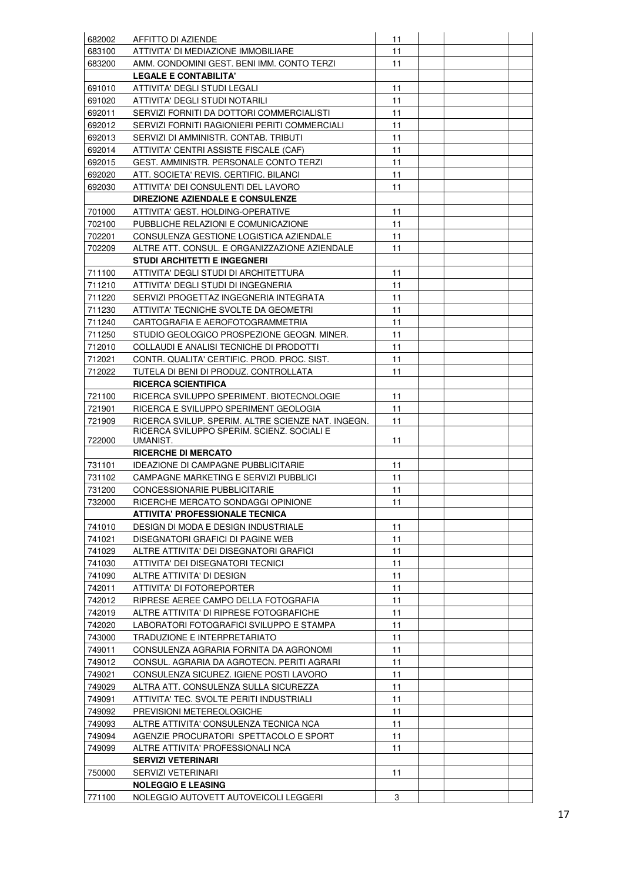| | | | | | |
|---|---|---|---|---|---|
| 682002 | AFFITTO DI AZIENDE | 11 | | | |
| 683100 | ATTIVITA' DI MEDIAZIONE IMMOBILIARE | 11 | | | |
| 683200 | AMM. CONDOMINI GEST. BENI IMM. CONTO TERZI | 11 | | | |
| | **LEGALE E CONTABILITA'** | | | | |
| 691010 | ATTIVITA' DEGLI STUDI LEGALI | 11 | | | |
| 691020 | ATTIVITA' DEGLI STUDI NOTARILI | 11 | | | |
| 692011 | SERVIZI FORNITI DA DOTTORI COMMERCIALISTI | 11 | | | |
| 692012 | SERVIZI FORNITI RAGIONIERI PERITI COMMERCIALI | 11 | | | |
| 692013 | SERVIZI DI AMMINISTR. CONTAB. TRIBUTI | 11 | | | |
| 692014 | ATTIVITA' CENTRI ASSISTE FISCALE (CAF) | 11 | | | |
| 692015 | GEST. AMMINISTR. PERSONALE CONTO TERZI | 11 | | | |
| 692020 | ATT. SOCIETA' REVIS. CERTIFIC. BILANCI | 11 | | | |
| 692030 | ATTIVITA' DEI CONSULENTI DEL LAVORO | 11 | | | |
| | **DIREZIONE AZIENDALE E CONSULENZE** | | | | |
| 701000 | ATTIVITA' GEST. HOLDING-OPERATIVE | 11 | | | |
| 702100 | PUBBLICHE RELAZIONI E COMUNICAZIONE | 11 | | | |
| 702201 | CONSULENZA GESTIONE LOGISTICA AZIENDALE | 11 | | | |
| 702209 | ALTRE ATT. CONSUL. E ORGANIZZAZIONE AZIENDALE | 11 | | | |
| | **STUDI ARCHITETTI E INGEGNERI** | | | | |
| 711100 | ATTIVITA' DEGLI STUDI DI ARCHITETTURA | 11 | | | |
| 711210 | ATTIVITA' DEGLI STUDI DI INGEGNERIA | 11 | | | |
| 711220 | SERVIZI PROGETTAZ INGEGNERIA INTEGRATA | 11 | | | |
| 711230 | ATTIVITA' TECNICHE SVOLTE DA GEOMETRI | 11 | | | |
| 711240 | CARTOGRAFIA E AEROFOTOGRAMMETRIA | 11 | | | |
| 711250 | STUDIO GEOLOGICO PROSPEZIONE GEOGN. MINER. | 11 | | | |
| 712010 | COLLAUDI E ANALISI TECNICHE DI PRODOTTI | 11 | | | |
| 712021 | CONTR. QUALITA' CERTIFIC. PROD. PROC. SIST. | 11 | | | |
| 712022 | TUTELA DI BENI DI PRODUZ. CONTROLLATA | 11 | | | |
| | **RICERCA SCIENTIFICA** | | | | |
| 721100 | RICERCA SVILUPPO SPERIMENT. BIOTECNOLOGIE | 11 | | | |
| 721901 | RICERCA E SVILUPPO SPERIMENT GEOLOGIA | 11 | | | |
| 721909 | RICERCA SVILUP. SPERIM. ALTRE SCIENZE NAT. INGEGN. | 11 | | | |
| 722000 | RICERCA SVILUPPO SPERIM. SCIENZ. SOCIALI E UMANIST. | 11 | | | |
| | **RICERCHE DI MERCATO** | | | | |
| 731101 | IDEAZIONE DI CAMPAGNE PUBBLICITARIE | 11 | | | |
| 731102 | CAMPAGNE MARKETING E SERVIZI PUBBLICI | 11 | | | |
| 731200 | CONCESSIONARIE PUBBLICITARIE | 11 | | | |
| 732000 | RICERCHE MERCATO SONDAGGI OPINIONE | 11 | | | |
| | **ATTIVITA' PROFESSIONALE TECNICA** | | | | |
| 741010 | DESIGN DI MODA E DESIGN INDUSTRIALE | 11 | | | |
| 741021 | DISEGNATORI GRAFICI DI PAGINE WEB | 11 | | | |
| 741029 | ALTRE ATTIVITA' DEI DISEGNATORI GRAFICI | 11 | | | |
| 741030 | ATTIVITA' DEI DISEGNATORI TECNICI | 11 | | | |
| 741090 | ALTRE ATTIVITA' DI DESIGN | 11 | | | |
| 742011 | ATTIVITA' DI FOTOREPORTER | 11 | | | |
| 742012 | RIPRESE AEREE CAMPO DELLA FOTOGRAFIA | 11 | | | |
| 742019 | ALTRE ATTIVITA' DI RIPRESE FOTOGRAFICHE | 11 | | | |
| 742020 | LABORATORI FOTOGRAFICI SVILUPPO E STAMPA | 11 | | | |
| 743000 | TRADUZIONE E INTERPRETARIATO | 11 | | | |
| 749011 | CONSULENZA AGRARIA FORNITA DA AGRONOMI | 11 | | | |
| 749012 | CONSUL. AGRARIA DA AGROTECN. PERITI AGRARI | 11 | | | |
| 749021 | CONSULENZA SICUREZ. IGIENE POSTI LAVORO | 11 | | | |
| 749029 | ALTRA ATT. CONSULENZA SULLA SICUREZZA | 11 | | | |
| 749091 | ATTIVITA' TEC. SVOLTE PERITI INDUSTRIALI | 11 | | | |
| 749092 | PREVISIONI METEREOLOGICHE | 11 | | | |
| 749093 | ALTRE ATTIVITA' CONSULENZA TECNICA NCA | 11 | | | |
| 749094 | AGENZIE PROCURATORI SPETTACOLO E SPORT | 11 | | | |
| 749099 | ALTRE ATTIVITA' PROFESSIONALI NCA | 11 | | | |
| | **SERVIZI VETERINARI** | | | | |
| 750000 | SERVIZI VETERINARI | 11 | | | |
| | **NOLEGGIO E LEASING** | | | | |
| 771100 | NOLEGGIO AUTOVETT AUTOVEICOLI LEGGERI | 3 | | | |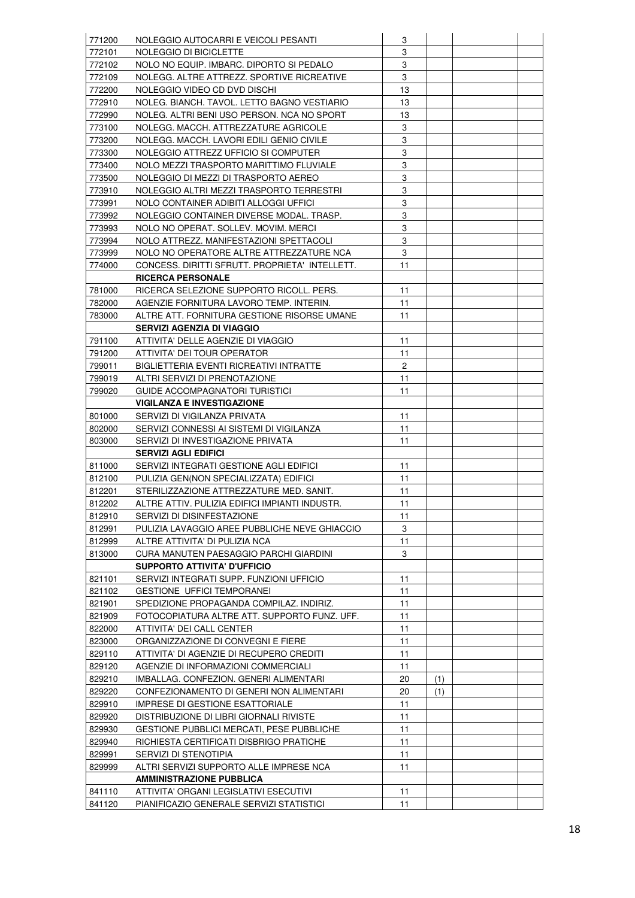| | | | | | |
|---|---|---|---|---|---|
| 771200 | NOLEGGIO AUTOCARRI E VEICOLI PESANTI | 3 | | | |
| 772101 | NOLEGGIO DI BICICLETTE | 3 | | | |
| 772102 | NOLO NO EQUIP. IMBARC. DIPORTO SI PEDALO | 3 | | | |
| 772109 | NOLEGG. ALTRE ATTREZZ. SPORTIVE RICREATIVE | 3 | | | |
| 772200 | NOLEGGIO VIDEO CD DVD DISCHI | 13 | | | |
| 772910 | NOLEG. BIANCH. TAVOL. LETTO BAGNO VESTIARIO | 13 | | | |
| 772990 | NOLEG. ALTRI BENI USO PERSON. NCA NO SPORT | 13 | | | |
| 773100 | NOLEGG. MACCH. ATTREZZATURE AGRICOLE | 3 | | | |
| 773200 | NOLEGG. MACCH. LAVORI EDILI GENIO CIVILE | 3 | | | |
| 773300 | NOLEGGIO ATTREZZ UFFICIO SI COMPUTER | 3 | | | |
| 773400 | NOLO MEZZI TRASPORTO MARITTIMO FLUVIALE | 3 | | | |
| 773500 | NOLEGGIO DI MEZZI DI TRASPORTO AEREO | 3 | | | |
| 773910 | NOLEGGIO ALTRI MEZZI TRASPORTO TERRESTRI | 3 | | | |
| 773991 | NOLO CONTAINER ADIBITI ALLOGGI UFFICI | 3 | | | |
| 773992 | NOLEGGIO CONTAINER DIVERSE MODAL. TRASP. | 3 | | | |
| 773993 | NOLO NO OPERAT. SOLLEV. MOVIM. MERCI | 3 | | | |
| 773994 | NOLO ATTREZZ. MANIFESTAZIONI SPETTACOLI | 3 | | | |
| 773999 | NOLO NO OPERATORE ALTRE ATTREZZATURE NCA | 3 | | | |
| 774000 | CONCESS. DIRITTI SFRUTT. PROPRIETA' INTELLETT. | 11 | | | |
| | **RICERCA PERSONALE** | | | | |
| 781000 | RICERCA SELEZIONE SUPPORTO RICOLL. PERS. | 11 | | | |
| 782000 | AGENZIE FORNITURA LAVORO TEMP. INTERIN. | 11 | | | |
| 783000 | ALTRE ATT. FORNITURA GESTIONE RISORSE UMANE | 11 | | | |
| | **SERVIZI AGENZIA DI VIAGGIO** | | | | |
| 791100 | ATTIVITA' DELLE AGENZIE DI VIAGGIO | 11 | | | |
| 791200 | ATTIVITA' DEI TOUR OPERATOR | 11 | | | |
| 799011 | BIGLIETTERIA EVENTI RICREATIVI INTRATTE | 2 | | | |
| 799019 | ALTRI SERVIZI DI PRENOTAZIONE | 11 | | | |
| 799020 | GUIDE ACCOMPAGNATORI TURISTICI | 11 | | | |
| | **VIGILANZA E INVESTIGAZIONE** | | | | |
| 801000 | SERVIZI DI VIGILANZA PRIVATA | 11 | | | |
| 802000 | SERVIZI CONNESSI AI SISTEMI DI VIGILANZA | 11 | | | |
| 803000 | SERVIZI DI INVESTIGAZIONE PRIVATA | 11 | | | |
| | **SERVIZI AGLI EDIFICI** | | | | |
| 811000 | SERVIZI INTEGRATI GESTIONE AGLI EDIFICI | 11 | | | |
| 812100 | PULIZIA GEN(NON SPECIALIZZATA) EDIFICI | 11 | | | |
| 812201 | STERILIZZAZIONE ATTREZZATURE MED. SANIT. | 11 | | | |
| 812202 | ALTRE ATTIV. PULIZIA EDIFICI IMPIANTI INDUSTR. | 11 | | | |
| 812910 | SERVIZI DI DISINFESTAZIONE | 11 | | | |
| 812991 | PULIZIA LAVAGGIO AREE PUBBLICHE NEVE GHIACCIO | 3 | | | |
| 812999 | ALTRE ATTIVITA' DI PULIZIA NCA | 11 | | | |
| 813000 | CURA MANUTEN PAESAGGIO PARCHI GIARDINI | 3 | | | |
| | **SUPPORTO ATTIVITA' D'UFFICIO** | | | | |
| 821101 | SERVIZI INTEGRATI SUPP. FUNZIONI UFFICIO | 11 | | | |
| 821102 | GESTIONE UFFICI TEMPORANEI | 11 | | | |
| 821901 | SPEDIZIONE PROPAGANDA COMPILAZ. INDIRIZ. | 11 | | | |
| 821909 | FOTOCOPIATURA ALTRE ATT. SUPPORTO FUNZ. UFF. | 11 | | | |
| 822000 | ATTIVITA' DEI CALL CENTER | 11 | | | |
| 823000 | ORGANIZZAZIONE DI CONVEGNI E FIERE | 11 | | | |
| 829110 | ATTIVITA' DI AGENZIE DI RECUPERO CREDITI | 11 | | | |
| 829120 | AGENZIE DI INFORMAZIONI COMMERCIALI | 11 | | | |
| 829210 | IMBALLAG. CONFEZION. GENERI ALIMENTARI | 20 | (1) | | |
| 829220 | CONFEZIONAMENTO DI GENERI NON ALIMENTARI | 20 | (1) | | |
| 829910 | IMPRESE DI GESTIONE ESATTORIALE | 11 | | | |
| 829920 | DISTRIBUZIONE DI LIBRI GIORNALI RIVISTE | 11 | | | |
| 829930 | GESTIONE PUBBLICI MERCATI, PESE PUBBLICHE | 11 | | | |
| 829940 | RICHIESTA CERTIFICATI DISBRIGO PRATICHE | 11 | | | |
| 829991 | SERVIZI DI STENOTIPIA | 11 | | | |
| 829999 | ALTRI SERVIZI SUPPORTO ALLE IMPRESE NCA | 11 | | | |
| | **AMMINISTRAZIONE PUBBLICA** | | | | |
| 841110 | ATTIVITA' ORGANI LEGISLATIVI ESECUTIVI | 11 | | | |
| 841120 | PIANIFICAZIO GENERALE SERVIZI STATISTICI | 11 | | | |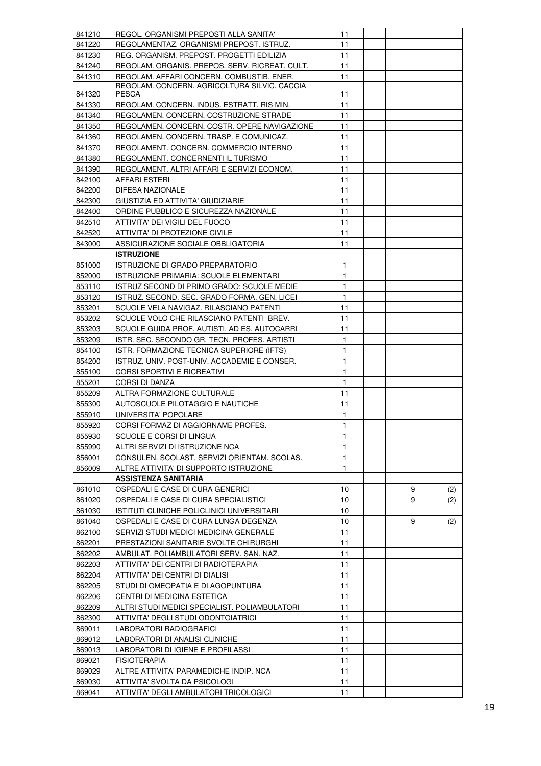| | | | | | |
|---|---|---|---|---|---|
| 841210 | REGOL. ORGANISMI PREPOSTI ALLA SANITA' | 11 | | | |
| 841220 | REGOLAMENTAZ. ORGANISMI PREPOST. ISTRUZ. | 11 | | | |
| 841230 | REG. ORGANISM. PREPOST. PROGETTI EDILIZIA | 11 | | | |
| 841240 | REGOLAM. ORGANIS. PREPOS. SERV. RICREAT. CULT. | 11 | | | |
| 841310 | REGOLAM. AFFARI CONCERN. COMBUSTIB. ENER. | 11 | | | |
| 841320 | REGOLAM. CONCERN. AGRICOLTURA SILVIC. CACCIA PESCA | 11 | | | |
| 841330 | REGOLAM. CONCERN. INDUS. ESTRATT. RIS MIN. | 11 | | | |
| 841340 | REGOLAMEN. CONCERN. COSTRUZIONE STRADE | 11 | | | |
| 841350 | REGOLAMEN. CONCERN. COSTR. OPERE NAVIGAZIONE | 11 | | | |
| 841360 | REGOLAMEN. CONCERN. TRASP. E COMUNICAZ. | 11 | | | |
| 841370 | REGOLAMENT. CONCERN. COMMERCIO INTERNO | 11 | | | |
| 841380 | REGOLAMENT. CONCERNENTI IL TURISMO | 11 | | | |
| 841390 | REGOLAMENT. ALTRI AFFARI E SERVIZI ECONOM. | 11 | | | |
| 842100 | AFFARI ESTERI | 11 | | | |
| 842200 | DIFESA NAZIONALE | 11 | | | |
| 842300 | GIUSTIZIA ED ATTIVITA' GIUDIZIARIE | 11 | | | |
| 842400 | ORDINE PUBBLICO E SICUREZZA NAZIONALE | 11 | | | |
| 842510 | ATTIVITA' DEI VIGILI DEL FUOCO | 11 | | | |
| 842520 | ATTIVITA' DI PROTEZIONE CIVILE | 11 | | | |
| 843000 | ASSICURAZIONE SOCIALE OBBLIGATORIA | 11 | | | |
| | **ISTRUZIONE** | | | | |
| 851000 | ISTRUZIONE DI GRADO PREPARATORIO | 1 | | | |
| 852000 | ISTRUZIONE PRIMARIA: SCUOLE ELEMENTARI | 1 | | | |
| 853110 | ISTRUZ SECOND DI PRIMO GRADO: SCUOLE MEDIE | 1 | | | |
| 853120 | ISTRUZ. SECOND. SEC. GRADO FORMA. GEN. LICEI | 1 | | | |
| 853201 | SCUOLE VELA NAVIGAZ. RILASCIANO PATENTI | 11 | | | |
| 853202 | SCUOLE VOLO CHE RILASCIANO PATENTI BREV. | 11 | | | |
| 853203 | SCUOLE GUIDA PROF. AUTISTI, AD ES. AUTOCARRI | 11 | | | |
| 853209 | ISTR. SEC. SECONDO GR. TECN. PROFES. ARTISTI | 1 | | | |
| 854100 | ISTR. FORMAZIONE TECNICA SUPERIORE (IFTS) | 1 | | | |
| 854200 | ISTRUZ. UNIV. POST-UNIV. ACCADEMIE E CONSER. | 1 | | | |
| 855100 | CORSI SPORTIVI E RICREATIVI | 1 | | | |
| 855201 | CORSI DI DANZA | 1 | | | |
| 855209 | ALTRA FORMAZIONE CULTURALE | 11 | | | |
| 855300 | AUTOSCUOLE PILOTAGGIO E NAUTICHE | 11 | | | |
| 855910 | UNIVERSITA' POPOLARE | 1 | | | |
| 855920 | CORSI FORMAZ DI AGGIORNAME PROFES. | 1 | | | |
| 855930 | SCUOLE E CORSI DI LINGUA | 1 | | | |
| 855990 | ALTRI SERVIZI DI ISTRUZIONE NCA | 1 | | | |
| 856001 | CONSULEN. SCOLAST. SERVIZI ORIENTAM. SCOLAS. | 1 | | | |
| 856009 | ALTRE ATTIVITA' DI SUPPORTO ISTRUZIONE | 1 | | | |
| | **ASSISTENZA SANITARIA** | | | | |
| 861010 | OSPEDALI E CASE DI CURA GENERICI | 10 | | 9 | (2) |
| 861020 | OSPEDALI E CASE DI CURA SPECIALISTICI | 10 | | 9 | (2) |
| 861030 | ISTITUTI CLINICHE POLICLINICI UNIVERSITARI | 10 | | | |
| 861040 | OSPEDALI E CASE DI CURA LUNGA DEGENZA | 10 | | 9 | (2) |
| 862100 | SERVIZI STUDI MEDICI MEDICINA GENERALE | 11 | | | |
| 862201 | PRESTAZIONI SANITARIE SVOLTE CHIRURGHI | 11 | | | |
| 862202 | AMBULAT. POLIAMBULATORI SERV. SAN. NAZ. | 11 | | | |
| 862203 | ATTIVITA' DEI CENTRI DI RADIOTERAPIA | 11 | | | |
| 862204 | ATTIVITA' DEI CENTRI DI DIALISI | 11 | | | |
| 862205 | STUDI DI OMEOPATIA E DI AGOPUNTURA | 11 | | | |
| 862206 | CENTRI DI MEDICINA ESTETICA | 11 | | | |
| 862209 | ALTRI STUDI MEDICI SPECIALIST. POLIAMBULATORI | 11 | | | |
| 862300 | ATTIVITA' DEGLI STUDI ODONTOIATRICI | 11 | | | |
| 869011 | LABORATORI RADIOGRAFICI | 11 | | | |
| 869012 | LABORATORI DI ANALISI CLINICHE | 11 | | | |
| 869013 | LABORATORI DI IGIENE E PROFILASSI | 11 | | | |
| 869021 | FISIOTERAPIA | 11 | | | |
| 869029 | ALTRE ATTIVITA' PARAMEDICHE INDIP. NCA | 11 | | | |
| 869030 | ATTIVITA' SVOLTA DA PSICOLOGI | 11 | | | |
| 869041 | ATTIVITA' DEGLI AMBULATORI TRICOLOGICI | 11 | | | |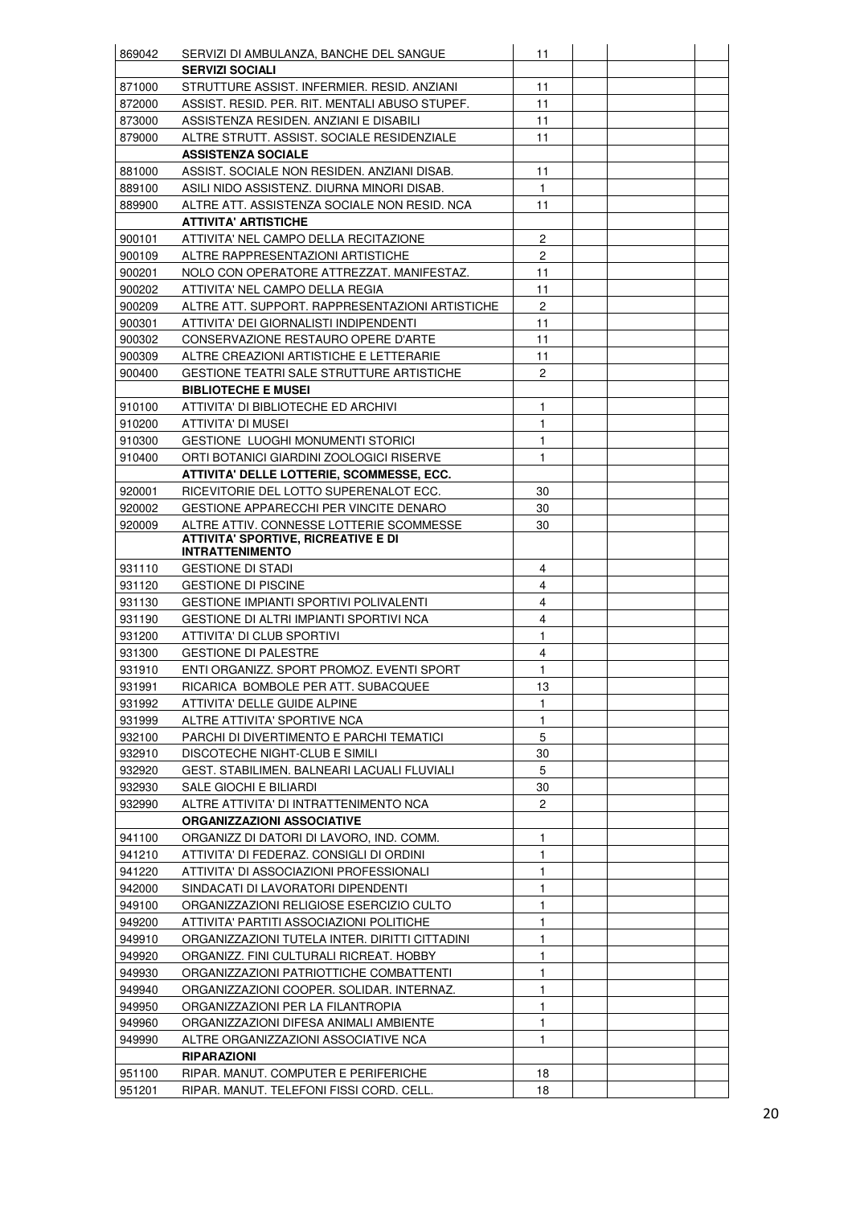| | | | | | |
|---|---|---|---|---|---|
| 869042 | SERVIZI DI AMBULANZA, BANCHE DEL SANGUE | 11 | | | |
| | **SERVIZI SOCIALI** | | | | |
| 871000 | STRUTTURE ASSIST. INFERMIER. RESID. ANZIANI | 11 | | | |
| 872000 | ASSIST. RESID. PER. RIT. MENTALI ABUSO STUPEF. | 11 | | | |
| 873000 | ASSISTENZA RESIDEN. ANZIANI E DISABILI | 11 | | | |
| 879000 | ALTRE STRUTT. ASSIST. SOCIALE RESIDENZIALE | 11 | | | |
| | **ASSISTENZA SOCIALE** | | | | |
| 881000 | ASSIST. SOCIALE NON RESIDEN. ANZIANI DISAB. | 11 | | | |
| 889100 | ASILI NIDO ASSISTENZ. DIURNA MINORI DISAB. | 1 | | | |
| 889900 | ALTRE ATT. ASSISTENZA SOCIALE NON RESID. NCA | 11 | | | |
| | **ATTIVITA' ARTISTICHE** | | | | |
| 900101 | ATTIVITA' NEL CAMPO DELLA RECITAZIONE | 2 | | | |
| 900109 | ALTRE RAPPRESENTAZIONI ARTISTICHE | 2 | | | |
| 900201 | NOLO CON OPERATORE ATTREZZAT. MANIFESTAZ. | 11 | | | |
| 900202 | ATTIVITA' NEL CAMPO DELLA REGIA | 11 | | | |
| 900209 | ALTRE ATT. SUPPORT. RAPPRESENTAZIONI ARTISTICHE | 2 | | | |
| 900301 | ATTIVITA' DEI GIORNALISTI INDIPENDENTI | 11 | | | |
| 900302 | CONSERVAZIONE RESTAURO OPERE D'ARTE | 11 | | | |
| 900309 | ALTRE CREAZIONI ARTISTICHE E LETTERARIE | 11 | | | |
| 900400 | GESTIONE TEATRI SALE STRUTTURE ARTISTICHE | 2 | | | |
| | **BIBLIOTECHE E MUSEI** | | | | |
| 910100 | ATTIVITA' DI BIBLIOTECHE ED ARCHIVI | 1 | | | |
| 910200 | ATTIVITA' DI MUSEI | 1 | | | |
| 910300 | GESTIONE LUOGHI MONUMENTI STORICI | 1 | | | |
| 910400 | ORTI BOTANICI GIARDINI ZOOLOGICI RISERVE | 1 | | | |
| | **ATTIVITA' DELLE LOTTERIE, SCOMMESSE, ECC.** | | | | |
| 920001 | RICEVITORIE DEL LOTTO SUPERENALOT ECC. | 30 | | | |
| 920002 | GESTIONE APPARECCHI PER VINCITE DENARO | 30 | | | |
| 920009 | ALTRE ATTIV. CONNESSE LOTTERIE SCOMMESSE | 30 | | | |
| | **ATTIVITA' SPORTIVE, RICREATIVE E DI INTRATTENIMENTO** | | | | |
| 931110 | GESTIONE DI STADI | 4 | | | |
| 931120 | GESTIONE DI PISCINE | 4 | | | |
| 931130 | GESTIONE IMPIANTI SPORTIVI POLIVALENTI | 4 | | | |
| 931190 | GESTIONE DI ALTRI IMPIANTI SPORTIVI NCA | 4 | | | |
| 931200 | ATTIVITA' DI CLUB SPORTIVI | 1 | | | |
| 931300 | GESTIONE DI PALESTRE | 4 | | | |
| 931910 | ENTI ORGANIZZ. SPORT PROMOZ. EVENTI SPORT | 1 | | | |
| 931991 | RICARICA BOMBOLE PER ATT. SUBACQUEE | 13 | | | |
| 931992 | ATTIVITA' DELLE GUIDE ALPINE | 1 | | | |
| 931999 | ALTRE ATTIVITA' SPORTIVE NCA | 1 | | | |
| 932100 | PARCHI DI DIVERTIMENTO E PARCHI TEMATICI | 5 | | | |
| 932910 | DISCOTECHE NIGHT-CLUB E SIMILI | 30 | | | |
| 932920 | GEST. STABILIMEN. BALNEARI LACUALI FLUVIALI | 5 | | | |
| 932930 | SALE GIOCHI E BILIARDI | 30 | | | |
| 932990 | ALTRE ATTIVITA' DI INTRATTENIMENTO NCA | 2 | | | |
| | **ORGANIZZAZIONI ASSOCIATIVE** | | | | |
| 941100 | ORGANIZZ DI DATORI DI LAVORO, IND. COMM. | 1 | | | |
| 941210 | ATTIVITA' DI FEDERAZ. CONSIGLI DI ORDINI | 1 | | | |
| 941220 | ATTIVITA' DI ASSOCIAZIONI PROFESSIONALI | 1 | | | |
| 942000 | SINDACATI DI LAVORATORI DIPENDENTI | 1 | | | |
| 949100 | ORGANIZZAZIONI RELIGIOSE ESERCIZIO CULTO | 1 | | | |
| 949200 | ATTIVITA' PARTITI ASSOCIAZIONI POLITICHE | 1 | | | |
| 949910 | ORGANIZZAZIONI TUTELA INTER. DIRITTI CITTADINI | 1 | | | |
| 949920 | ORGANIZZ. FINI CULTURALI RICREAT. HOBBY | 1 | | | |
| 949930 | ORGANIZZAZIONI PATRIOTTICHE COMBATTENTI | 1 | | | |
| 949940 | ORGANIZZAZIONI COOPER. SOLIDAR. INTERNAZ. | 1 | | | |
| 949950 | ORGANIZZAZIONI PER LA FILANTROPIA | 1 | | | |
| 949960 | ORGANIZZAZIONI DIFESA ANIMALI AMBIENTE | 1 | | | |
| 949990 | ALTRE ORGANIZZAZIONI ASSOCIATIVE NCA | 1 | | | |
| | **RIPARAZIONI** | | | | |
| 951100 | RIPAR. MANUT. COMPUTER E PERIFERICHE | 18 | | | |
| 951201 | RIPAR. MANUT. TELEFONI FISSI CORD. CELL. | 18 | | | |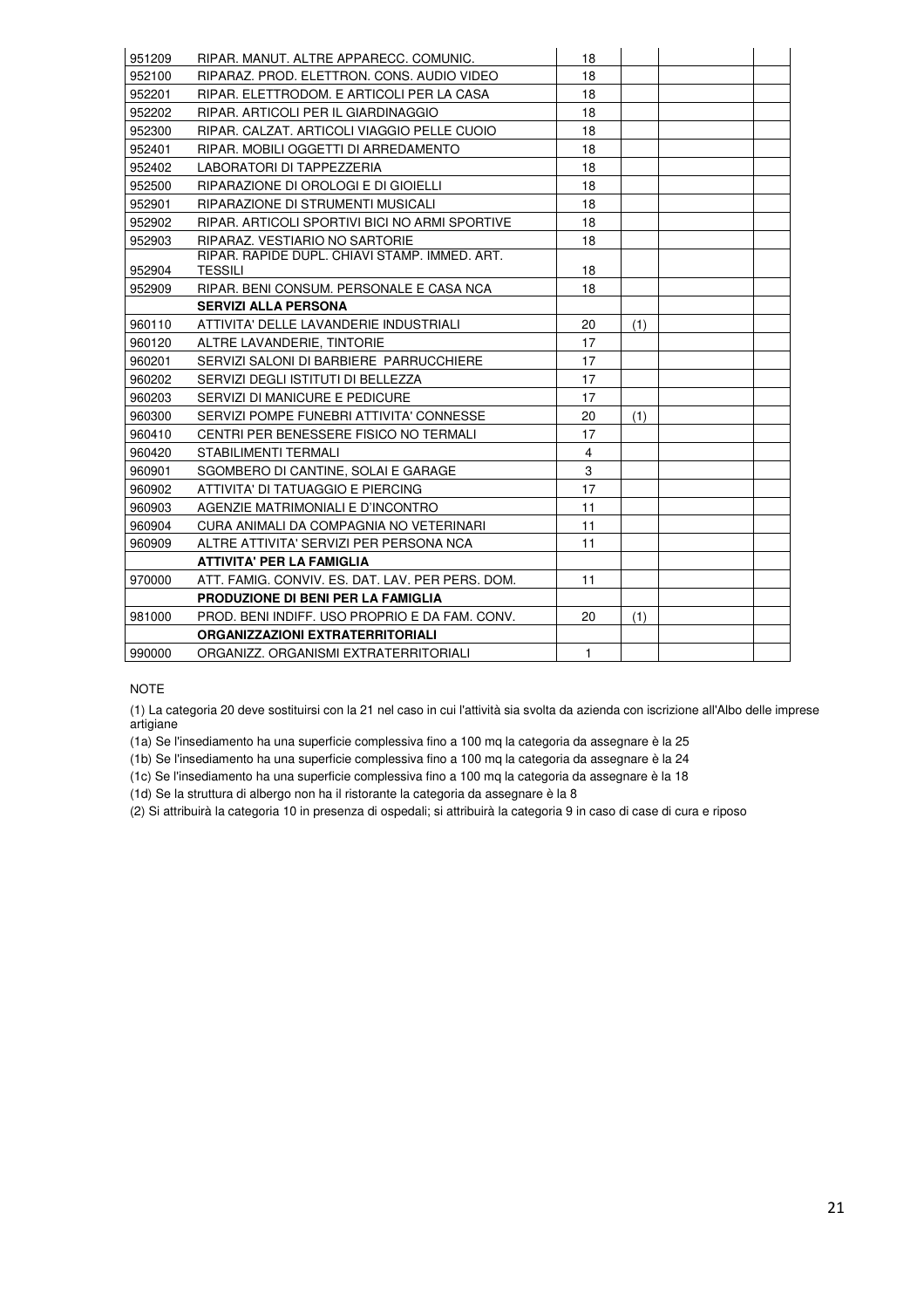| | | | | | |
|---|---|---|---|---|---|
| 951209 | RIPAR. MANUT. ALTRE APPARECC. COMUNIC. | 18 | | | |
| 952100 | RIPARAZ. PROD. ELETTRON. CONS. AUDIO VIDEO | 18 | | | |
| 952201 | RIPAR. ELETTRODOM. E ARTICOLI PER LA CASA | 18 | | | |
| 952202 | RIPAR. ARTICOLI PER IL GIARDINAGGIO | 18 | | | |
| 952300 | RIPAR. CALZAT. ARTICOLI VIAGGIO PELLE CUOIO | 18 | | | |
| 952401 | RIPAR. MOBILI OGGETTI DI ARREDAMENTO | 18 | | | |
| 952402 | LABORATORI DI TAPPEZZERIA | 18 | | | |
| 952500 | RIPARAZIONE DI OROLOGI E DI GIOIELLI | 18 | | | |
| 952901 | RIPARAZIONE DI STRUMENTI MUSICALI | 18 | | | |
| 952902 | RIPAR. ARTICOLI SPORTIVI BICI NO ARMI SPORTIVE | 18 | | | |
| 952903 | RIPARAZ. VESTIARIO NO SARTORIE | 18 | | | |
| 952904 | RIPAR. RAPIDE DUPL. CHIAVI STAMP. IMMED. ART. TESSILI | 18 | | | |
| 952909 | RIPAR. BENI CONSUM. PERSONALE E CASA NCA | 18 | | | |
| | **SERVIZI ALLA PERSONA** | | | | |
| 960110 | ATTIVITA' DELLE LAVANDERIE INDUSTRIALI | 20 | (1) | | |
| 960120 | ALTRE LAVANDERIE, TINTORIE | 17 | | | |
| 960201 | SERVIZI SALONI DI BARBIERE PARRUCCHIERE | 17 | | | |
| 960202 | SERVIZI DEGLI ISTITUTI DI BELLEZZA | 17 | | | |
| 960203 | SERVIZI DI MANICURE E PEDICURE | 17 | | | |
| 960300 | SERVIZI POMPE FUNEBRI ATTIVITA' CONNESSE | 20 | (1) | | |
| 960410 | CENTRI PER BENESSERE FISICO NO TERMALI | 17 | | | |
| 960420 | STABILIMENTI TERMALI | 4 | | | |
| 960901 | SGOMBERO DI CANTINE, SOLAI E GARAGE | 3 | | | |
| 960902 | ATTIVITA' DI TATUAGGIO E PIERCING | 17 | | | |
| 960903 | AGENZIE MATRIMONIALI E D'INCONTRO | 11 | | | |
| 960904 | CURA ANIMALI DA COMPAGNIA NO VETERINARI | 11 | | | |
| 960909 | ALTRE ATTIVITA' SERVIZI PER PERSONA NCA | 11 | | | |
| | **ATTIVITA' PER LA FAMIGLIA** | | | | |
| 970000 | ATT. FAMIG. CONVIV. ES. DAT. LAV. PER PERS. DOM. | 11 | | | |
| | **PRODUZIONE DI BENI PER LA FAMIGLIA** | | | | |
| 981000 | PROD. BENI INDIFF. USO PROPRIO E DA FAM. CONV. | 20 | (1) | | |
| | **ORGANIZZAZIONI EXTRATERRITORIALI** | | | | |
| 990000 | ORGANIZZ. ORGANISMI EXTRATERRITORIALI | 1 | | | |

NOTE

(1) La categoria 20 deve sostituirsi con la 21 nel caso in cui l'attività sia svolta da azienda con iscrizione all'Albo delle imprese artigiane

(1a) Se l'insediamento ha una superficie complessiva fino a 100 mq la categoria da assegnare è la 25

(1b) Se l'insediamento ha una superficie complessiva fino a 100 mq la categoria da assegnare è la 24

(1c) Se l'insediamento ha una superficie complessiva fino a 100 mq la categoria da assegnare è la 18

(1d) Se la struttura di albergo non ha il ristorante la categoria da assegnare è la 8

(2) Si attribuirà la categoria 10 in presenza di ospedali; si attribuirà la categoria 9 in caso di case di cura e riposo